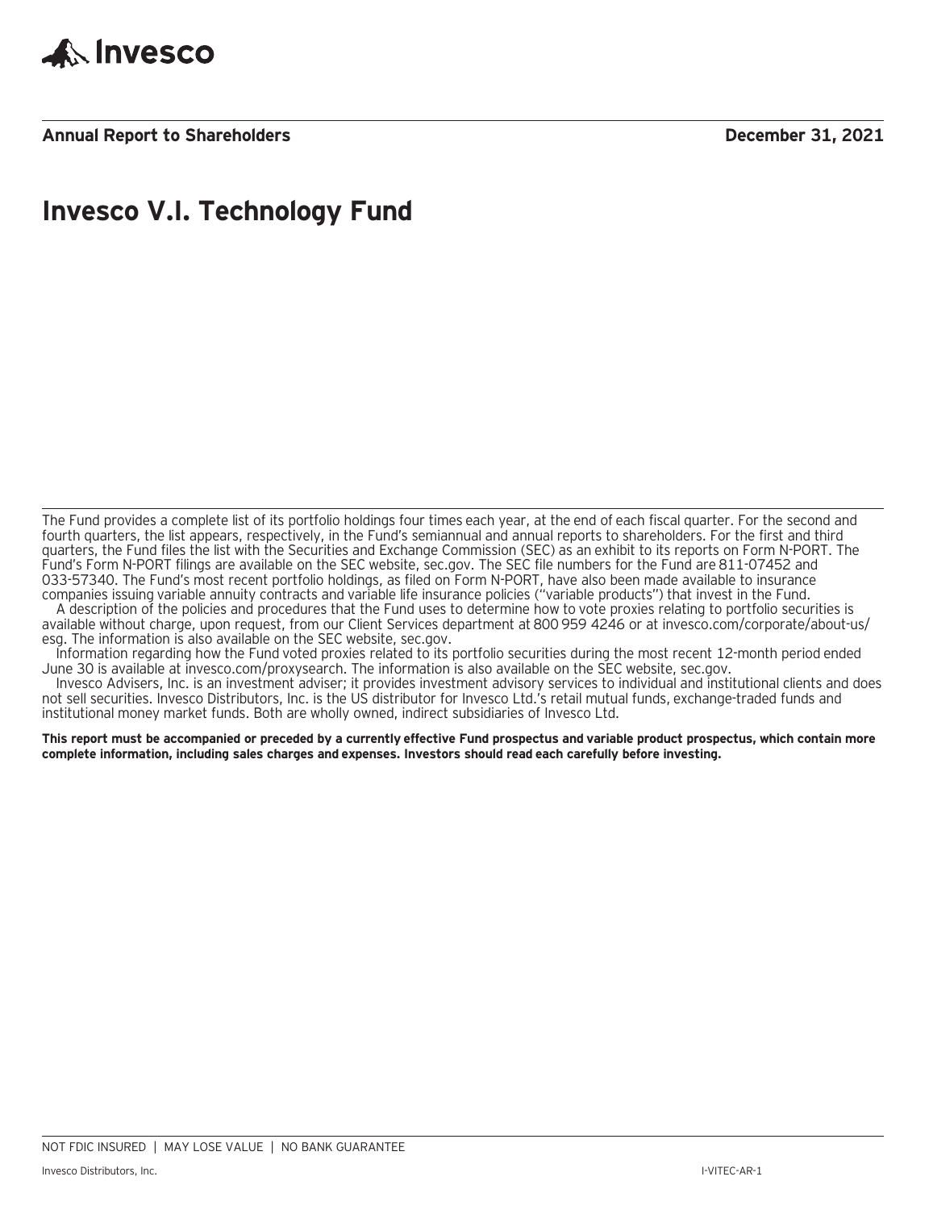Invesco

**Annual Report to Shareholders** **December 31, 2021**

# Invesco V.I. Technology Fund

The Fund provides a complete list of its portfolio holdings four times each year, at the end of each fiscal quarter. For the second and fourth quarters, the list appears, respectively, in the Fund's semiannual and annual reports to shareholders. For the first and third quarters, the Fund files the list with the Securities and Exchange Commission (SEC) as an exhibit to its reports on Form N-PORT. The Fund's Form N-PORT filings are available on the SEC website, sec.gov. The SEC file numbers for the Fund are 811-07452 and 033-57340. The Fund's most recent portfolio holdings, as filed on Form N-PORT, have also been made available to insurance companies issuing variable annuity contracts and variable life insurance policies ("variable products") that invest in the Fund.

A description of the policies and procedures that the Fund uses to determine how to vote proxies relating to portfolio securities is available without charge, upon request, from our Client Services department at 800 959 4246 or at invesco.com/corporate/about-us/esg. The information is also available on the SEC website, sec.gov.

Information regarding how the Fund voted proxies related to its portfolio securities during the most recent 12-month period ended June 30 is available at invesco.com/proxysearch. The information is also available on the SEC website, sec.gov.

Invesco Advisers, Inc. is an investment adviser; it provides investment advisory services to individual and institutional clients and does not sell securities. Invesco Distributors, Inc. is the US distributor for Invesco Ltd.'s retail mutual funds, exchange-traded funds and institutional money market funds. Both are wholly owned, indirect subsidiaries of Invesco Ltd.

**This report must be accompanied or preceded by a currently effective Fund prospectus and variable product prospectus, which contain more complete information, including sales charges and expenses. Investors should read each carefully before investing.**

NOT FDIC INSURED | MAY LOSE VALUE | NO BANK GUARANTEE

Invesco Distributors, Inc. I-VITEC-AR-1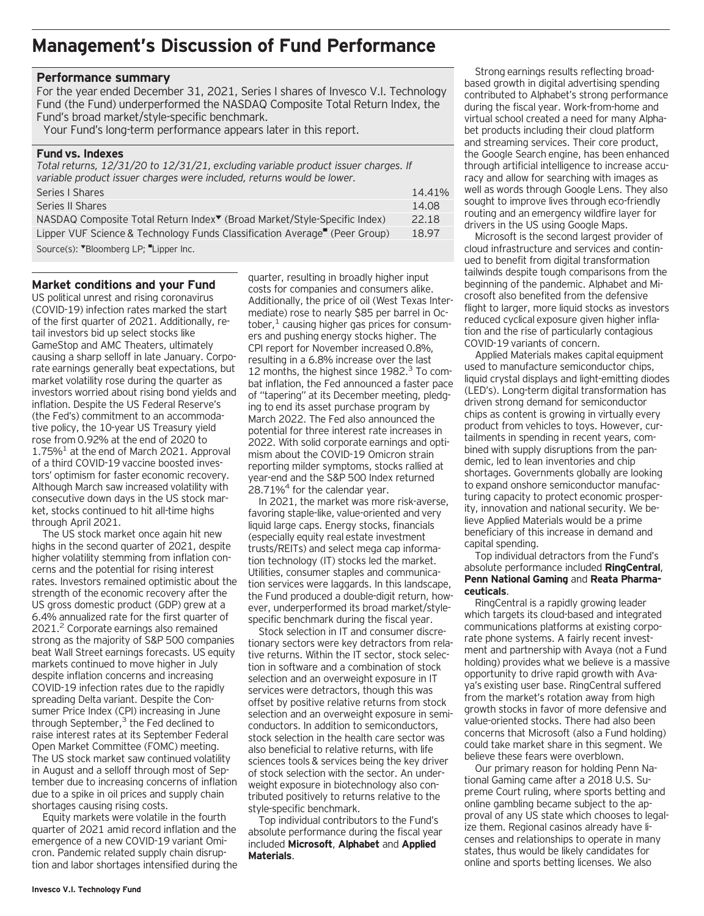# Management's Discussion of Fund Performance

## Performance summary

For the year ended December 31, 2021, Series I shares of Invesco V.I. Technology Fund (the Fund) underperformed the NASDAQ Composite Total Return Index, the Fund's broad market/style-specific benchmark.

Your Fund's long-term performance appears later in this report.

### Fund vs. Indexes

*Total returns, 12/31/20 to 12/31/21, excluding variable product issuer charges. If variable product issuer charges were included, returns would be lower.*

| | |
|---|---|
| Series I Shares | 14.41% |
| Series II Shares | 14.08 |
| NASDAQ Composite Total Return Index▼ (Broad Market/Style-Specific Index) | 22.18 |
| Lipper VUF Science & Technology Funds Classification Average■ (Peer Group) | 18.97 |

Source(s): ▼Bloomberg LP; ■Lipper Inc.

## Market conditions and your Fund

US political unrest and rising coronavirus (COVID-19) infection rates marked the start of the first quarter of 2021. Additionally, retail investors bid up select stocks like GameStop and AMC Theaters, ultimately causing a sharp selloff in late January. Corporate earnings generally beat expectations, but market volatility rose during the quarter as investors worried about rising bond yields and inflation. Despite the US Federal Reserve's (the Fed's) commitment to an accommodative policy, the 10-year US Treasury yield rose from 0.92% at the end of 2020 to 1.75%[1] at the end of March 2021. Approval of a third COVID-19 vaccine boosted investors' optimism for faster economic recovery. Although March saw increased volatility with consecutive down days in the US stock market, stocks continued to hit all-time highs through April 2021.

The US stock market once again hit new highs in the second quarter of 2021, despite higher volatility stemming from inflation concerns and the potential for rising interest rates. Investors remained optimistic about the strength of the economic recovery after the US gross domestic product (GDP) grew at a 6.4% annualized rate for the first quarter of 2021.[2] Corporate earnings also remained strong as the majority of S&P 500 companies beat Wall Street earnings forecasts. US equity markets continued to move higher in July despite inflation concerns and increasing COVID-19 infection rates due to the rapidly spreading Delta variant. Despite the Consumer Price Index (CPI) increasing in June through September,[3] the Fed declined to raise interest rates at its September Federal Open Market Committee (FOMC) meeting. The US stock market saw continued volatility in August and a selloff through most of September due to increasing concerns of inflation due to a spike in oil prices and supply chain shortages causing rising costs.

Equity markets were volatile in the fourth quarter of 2021 amid record inflation and the emergence of a new COVID-19 variant Omicron. Pandemic related supply chain disruption and labor shortages intensified during the quarter, resulting in broadly higher input costs for companies and consumers alike. Additionally, the price of oil (West Texas Intermediate) rose to nearly $85 per barrel in October,[1] causing higher gas prices for consumers and pushing energy stocks higher. The CPI report for November increased 0.8%, resulting in a 6.8% increase over the last 12 months, the highest since 1982.[3] To combat inflation, the Fed announced a faster pace of "tapering" at its December meeting, pledging to end its asset purchase program by March 2022. The Fed also announced the potential for three interest rate increases in 2022. With solid corporate earnings and optimism about the COVID-19 Omicron strain reporting milder symptoms, stocks rallied at year-end and the S&P 500 Index returned 28.71%[4] for the calendar year.

In 2021, the market was more risk-averse, favoring staple-like, value-oriented and very liquid large caps. Energy stocks, financials (especially equity real estate investment trusts/REITs) and select mega cap information technology (IT) stocks led the market. Utilities, consumer staples and communication services were laggards. In this landscape, the Fund produced a double-digit return, however, underperformed its broad market/style-specific benchmark during the fiscal year.

Stock selection in IT and consumer discretionary sectors were key detractors from relative returns. Within the IT sector, stock selection in software and a combination of stock selection and an overweight exposure in IT services were detractors, though this was offset by positive relative returns from stock selection and an overweight exposure in semiconductors. In addition to semiconductors, stock selection in the health care sector was also beneficial to relative returns, with life sciences tools & services being the key driver of stock selection with the sector. An underweight exposure in biotechnology also contributed positively to returns relative to the style-specific benchmark.

Top individual contributors to the Fund's absolute performance during the fiscal year included **Microsoft**, **Alphabet** and **Applied Materials**.

Strong earnings results reflecting broad-based growth in digital advertising spending contributed to Alphabet's strong performance during the fiscal year. Work-from-home and virtual school created a need for many Alphabet products including their cloud platform and streaming services. Their core product, the Google Search engine, has been enhanced through artificial intelligence to increase accuracy and allow for searching with images as well as words through Google Lens. They also sought to improve lives through eco-friendly routing and an emergency wildfire layer for drivers in the US using Google Maps.

Microsoft is the second largest provider of cloud infrastructure and services and continued to benefit from digital transformation tailwinds despite tough comparisons from the beginning of the pandemic. Alphabet and Microsoft also benefited from the defensive flight to larger, more liquid stocks as investors reduced cyclical exposure given higher inflation and the rise of particularly contagious COVID-19 variants of concern.

Applied Materials makes capital equipment used to manufacture semiconductor chips, liquid crystal displays and light-emitting diodes (LED's). Long-term digital transformation has driven strong demand for semiconductor chips as content is growing in virtually every product from vehicles to toys. However, curtailments in spending in recent years, combined with supply disruptions from the pandemic, led to lean inventories and chip shortages. Governments globally are looking to expand onshore semiconductor manufacturing capacity to protect economic prosperity, innovation and national security. We believe Applied Materials would be a prime beneficiary of this increase in demand and capital spending.

Top individual detractors from the Fund's absolute performance included **RingCentral**, **Penn National Gaming** and **Reata Pharmaceuticals**.

RingCentral is a rapidly growing leader which targets its cloud-based and integrated communications platforms at existing corporate phone systems. A fairly recent investment and partnership with Avaya (not a Fund holding) provides what we believe is a massive opportunity to drive rapid growth with Avaya's existing user base. RingCentral suffered from the market's rotation away from high growth stocks in favor of more defensive and value-oriented stocks. There had also been concerns that Microsoft (also a Fund holding) could take market share in this segment. We believe these fears were overblown.

Our primary reason for holding Penn National Gaming came after a 2018 U.S. Supreme Court ruling, where sports betting and online gambling became subject to the approval of any US state which chooses to legalize them. Regional casinos already have licenses and relationships to operate in many states, thus would be likely candidates for online and sports betting licenses. We also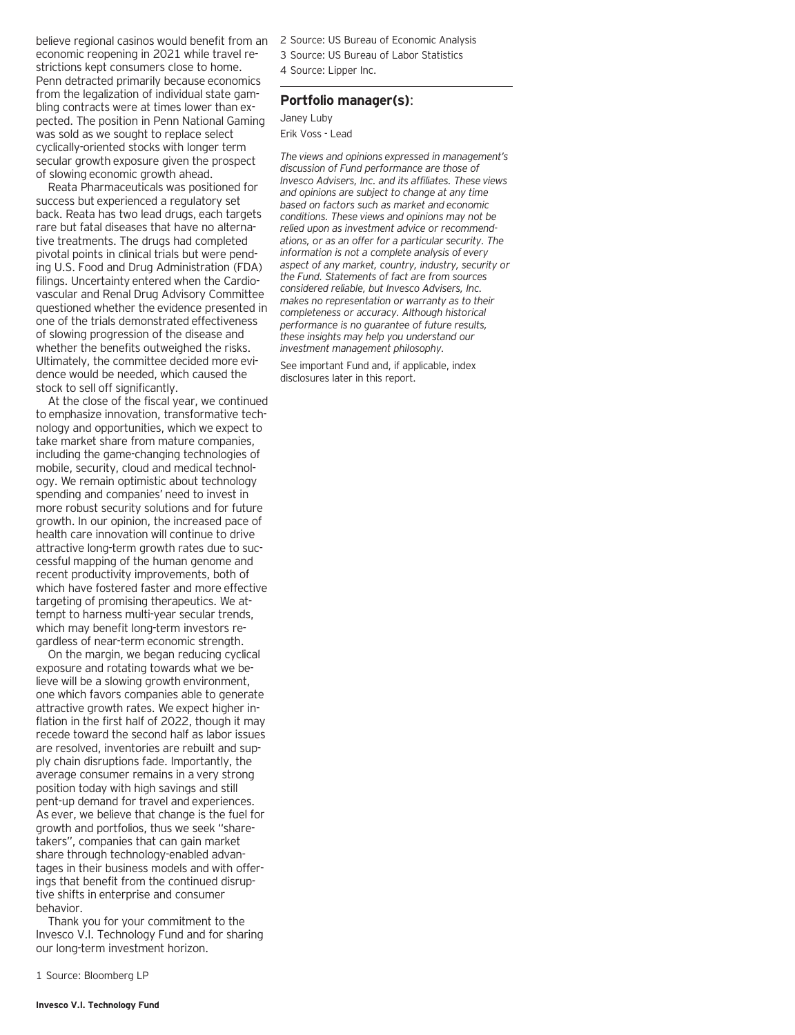believe regional casinos would benefit from an economic reopening in 2021 while travel restrictions kept consumers close to home. Penn detracted primarily because economics from the legalization of individual state gambling contracts were at times lower than expected. The position in Penn National Gaming was sold as we sought to replace select cyclically-oriented stocks with longer term secular growth exposure given the prospect of slowing economic growth ahead.

Reata Pharmaceuticals was positioned for success but experienced a regulatory set back. Reata has two lead drugs, each targets rare but fatal diseases that have no alternative treatments. The drugs had completed pivotal points in clinical trials but were pending U.S. Food and Drug Administration (FDA) filings. Uncertainty entered when the Cardiovascular and Renal Drug Advisory Committee questioned whether the evidence presented in one of the trials demonstrated effectiveness of slowing progression of the disease and whether the benefits outweighed the risks. Ultimately, the committee decided more evidence would be needed, which caused the stock to sell off significantly.

At the close of the fiscal year, we continued to emphasize innovation, transformative technology and opportunities, which we expect to take market share from mature companies, including the game-changing technologies of mobile, security, cloud and medical technology. We remain optimistic about technology spending and companies' need to invest in more robust security solutions and for future growth. In our opinion, the increased pace of health care innovation will continue to drive attractive long-term growth rates due to successful mapping of the human genome and recent productivity improvements, both of which have fostered faster and more effective targeting of promising therapeutics. We attempt to harness multi-year secular trends, which may benefit long-term investors regardless of near-term economic strength.

On the margin, we began reducing cyclical exposure and rotating towards what we believe will be a slowing growth environment, one which favors companies able to generate attractive growth rates. We expect higher inflation in the first half of 2022, though it may recede toward the second half as labor issues are resolved, inventories are rebuilt and supply chain disruptions fade. Importantly, the average consumer remains in a very strong position today with high savings and still pent-up demand for travel and experiences. As ever, we believe that change is the fuel for growth and portfolios, thus we seek "sharetakers", companies that can gain market share through technology-enabled advantages in their business models and with offerings that benefit from the continued disruptive shifts in enterprise and consumer behavior.

Thank you for your commitment to the Invesco V.I. Technology Fund and for sharing our long-term investment horizon.

1 Source: Bloomberg LP

2 Source: US Bureau of Economic Analysis

3 Source: US Bureau of Labor Statistics

4 Source: Lipper Inc.

## Portfolio manager(s):

Janey Luby

Erik Voss - Lead

*The views and opinions expressed in management's discussion of Fund performance are those of Invesco Advisers, Inc. and its affiliates. These views and opinions are subject to change at any time based on factors such as market and economic conditions. These views and opinions may not be relied upon as investment advice or recommendations, or as an offer for a particular security. The information is not a complete analysis of every aspect of any market, country, industry, security or the Fund. Statements of fact are from sources considered reliable, but Invesco Advisers, Inc. makes no representation or warranty as to their completeness or accuracy. Although historical performance is no guarantee of future results, these insights may help you understand our investment management philosophy.*

See important Fund and, if applicable, index disclosures later in this report.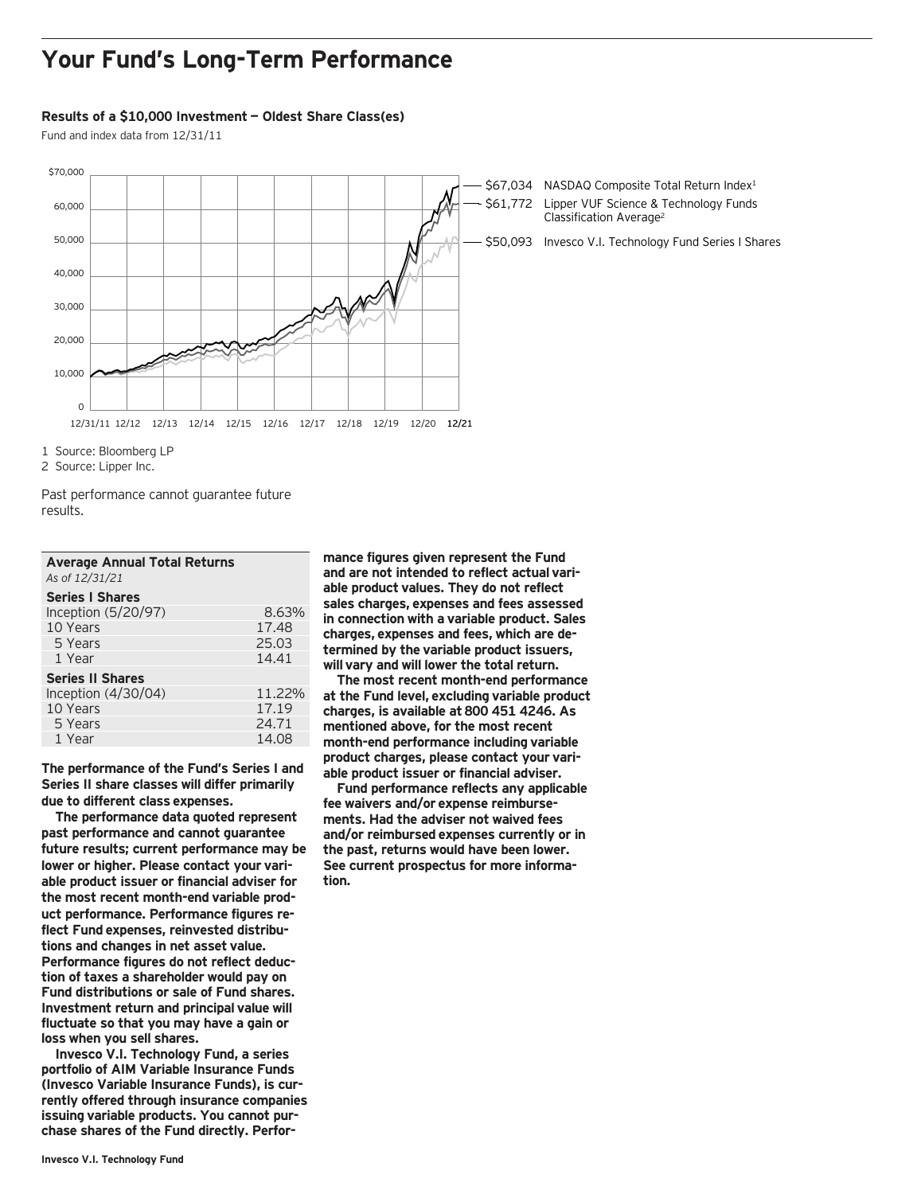# Your Fund's Long-Term Performance

**Results of a $10,000 Investment — Oldest Share Class(es)**

Fund and index data from 12/31/11

$67,034 NASDAQ Composite Total Return Index[1]

$61,772 Lipper VUF Science & Technology Funds Classification Average[2]

$50,093 Invesco V.I. Technology Fund Series I Shares

1 Source: Bloomberg LP

2 Source: Lipper Inc.

Past performance cannot guarantee future results.

| **Average Annual Total Returns** *As of 12/31/21* | |
|---|---|
| **Series I Shares** | |
| Inception (5/20/97) | 8.63% |
| 10 Years | 17.48 |
| 5 Years | 25.03 |
| 1 Year | 14.41 |
| **Series II Shares** | |
| Inception (4/30/04) | 11.22% |
| 10 Years | 17.19 |
| 5 Years | 24.71 |
| 1 Year | 14.08 |

**The performance of the Fund's Series I and Series II share classes will differ primarily due to different class expenses.**

**The performance data quoted represent past performance and cannot guarantee future results; current performance may be lower or higher. Please contact your variable product issuer or financial adviser for the most recent month-end variable product performance. Performance figures reflect Fund expenses, reinvested distributions and changes in net asset value. Performance figures do not reflect deduction of taxes a shareholder would pay on Fund distributions or sale of Fund shares. Investment return and principal value will fluctuate so that you may have a gain or loss when you sell shares.**

**Invesco V.I. Technology Fund, a series portfolio of AIM Variable Insurance Funds (Invesco Variable Insurance Funds), is currently offered through insurance companies issuing variable products. You cannot purchase shares of the Fund directly. Performance figures given represent the Fund and are not intended to reflect actual variable product values. They do not reflect sales charges, expenses and fees assessed in connection with a variable product. Sales charges, expenses and fees, which are determined by the variable product issuers, will vary and will lower the total return.**

**The most recent month-end performance at the Fund level, excluding variable product charges, is available at 800 451 4246. As mentioned above, for the most recent month-end performance including variable product charges, please contact your variable product issuer or financial adviser.**

**Fund performance reflects any applicable fee waivers and/or expense reimbursements. Had the adviser not waived fees and/or reimbursed expenses currently or in the past, returns would have been lower. See current prospectus for more information.**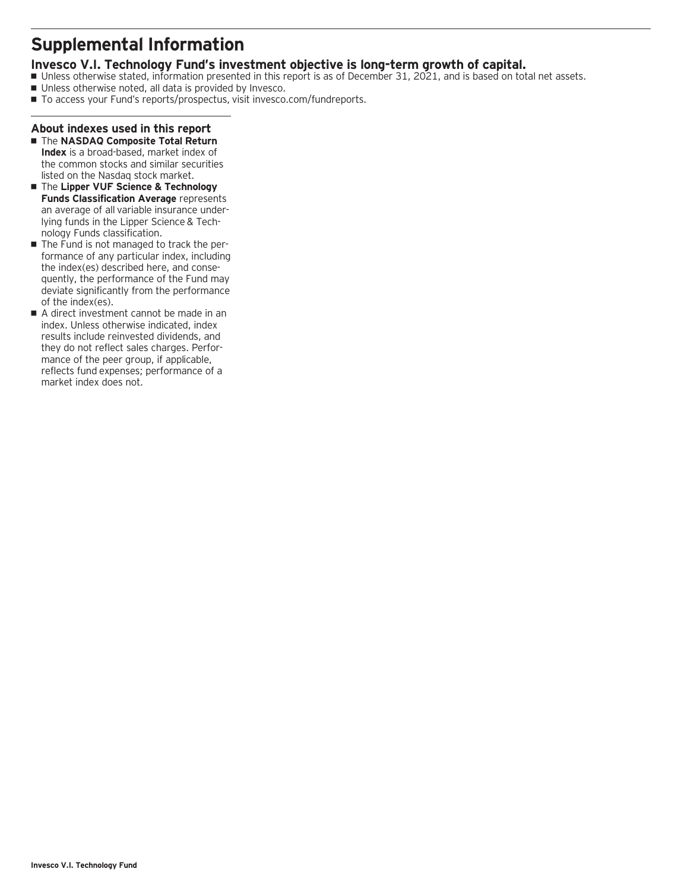# Supplemental Information

## Invesco V.I. Technology Fund's investment objective is long-term growth of capital.

- Unless otherwise stated, information presented in this report is as of December 31, 2021, and is based on total net assets.
- Unless otherwise noted, all data is provided by Invesco.
- To access your Fund's reports/prospectus, visit invesco.com/fundreports.

### About indexes used in this report

- The **NASDAQ Composite Total Return Index** is a broad-based, market index of the common stocks and similar securities listed on the Nasdaq stock market.
- The **Lipper VUF Science & Technology Funds Classification Average** represents an average of all variable insurance underlying funds in the Lipper Science & Technology Funds classification.
- The Fund is not managed to track the performance of any particular index, including the index(es) described here, and consequently, the performance of the Fund may deviate significantly from the performance of the index(es).
- A direct investment cannot be made in an index. Unless otherwise indicated, index results include reinvested dividends, and they do not reflect sales charges. Performance of the peer group, if applicable, reflects fund expenses; performance of a market index does not.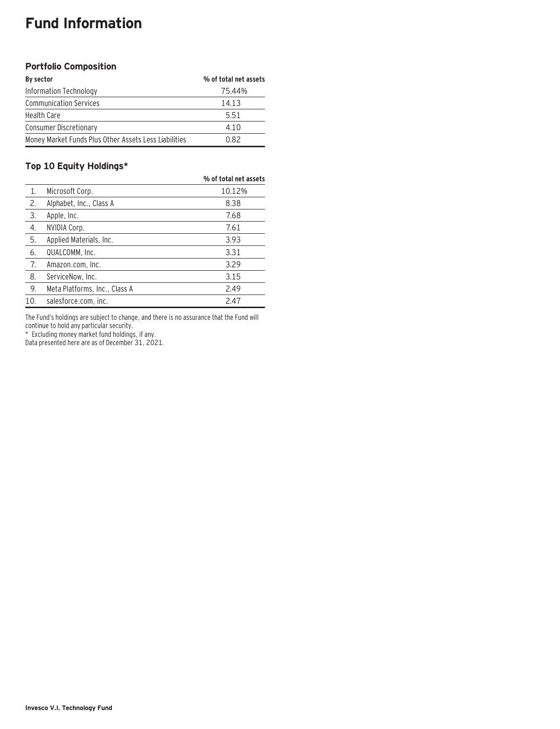# Fund Information

## Portfolio Composition

| By sector | % of total net assets |
|---|---|
| Information Technology | 75.44% |
| Communication Services | 14.13 |
| Health Care | 5.51 |
| Consumer Discretionary | 4.10 |
| Money Market Funds Plus Other Assets Less Liabilities | 0.82 |

## Top 10 Equity Holdings*

| | | % of total net assets |
|---|---|---|
| 1. | Microsoft Corp. | 10.12% |
| 2. | Alphabet, Inc., Class A | 8.38 |
| 3. | Apple, Inc. | 7.68 |
| 4. | NVIDIA Corp. | 7.61 |
| 5. | Applied Materials, Inc. | 3.93 |
| 6. | QUALCOMM, Inc. | 3.31 |
| 7. | Amazon.com, Inc. | 3.29 |
| 8. | ServiceNow, Inc. | 3.15 |
| 9. | Meta Platforms, Inc., Class A | 2.49 |
| 10. | salesforce.com, inc. | 2.47 |

The Fund's holdings are subject to change, and there is no assurance that the Fund will continue to hold any particular security.

* Excluding money market fund holdings, if any.

Data presented here are as of December 31, 2021.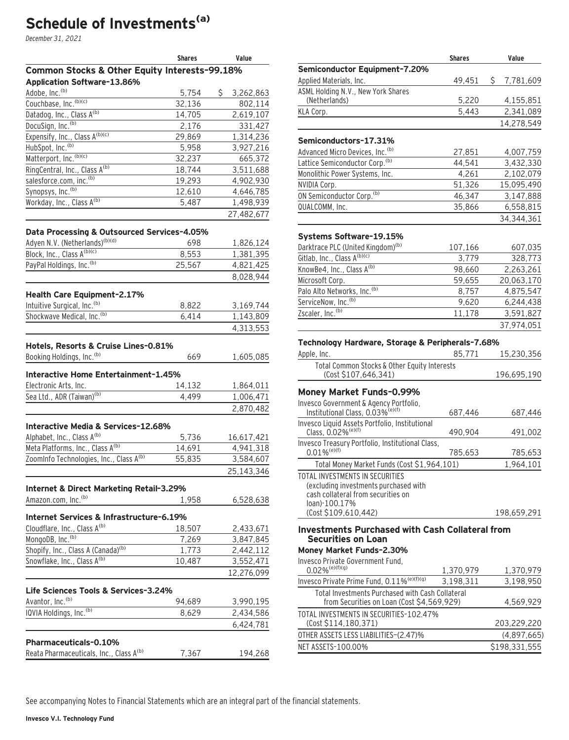# Schedule of Investments[(a)]

*December 31, 2021*

| | Shares | Value |
|---|---|---|
| **Common Stocks & Other Equity Interests-99.18%** | | |
| **Application Software-13.86%** | | |
| Adobe, Inc.[(b)] | 5,754 | $ 3,262,863 |
| Couchbase, Inc.[(b)(c)] | 32,136 | 802,114 |
| Datadog, Inc., Class A[(b)] | 14,705 | 2,619,107 |
| DocuSign, Inc.[(b)] | 2,176 | 331,427 |
| Expensify, Inc., Class A[(b)(c)] | 29,869 | 1,314,236 |
| HubSpot, Inc.[(b)] | 5,958 | 3,927,216 |
| Matterport, Inc.[(b)(c)] | 32,237 | 665,372 |
| RingCentral, Inc., Class A[(b)] | 18,744 | 3,511,688 |
| salesforce.com, inc.[(b)] | 19,293 | 4,902,930 |
| Synopsys, Inc.[(b)] | 12,610 | 4,646,785 |
| Workday, Inc., Class A[(b)] | 5,487 | 1,498,939 |
| | | 27,482,677 |
| **Data Processing & Outsourced Services-4.05%** | | |
| Adyen N.V. (Netherlands)[(b)(d)] | 698 | 1,826,124 |
| Block, Inc., Class A[(b)(c)] | 8,553 | 1,381,395 |
| PayPal Holdings, Inc.[(b)] | 25,567 | 4,821,425 |
| | | 8,028,944 |
| **Health Care Equipment-2.17%** | | |
| Intuitive Surgical, Inc.[(b)] | 8,822 | 3,169,744 |
| Shockwave Medical, Inc.[(b)] | 6,414 | 1,143,809 |
| | | 4,313,553 |
| **Hotels, Resorts & Cruise Lines-0.81%** | | |
| Booking Holdings, Inc.[(b)] | 669 | 1,605,085 |
| **Interactive Home Entertainment-1.45%** | | |
| Electronic Arts, Inc. | 14,132 | 1,864,011 |
| Sea Ltd., ADR (Taiwan)[(b)] | 4,499 | 1,006,471 |
| | | 2,870,482 |
| **Interactive Media & Services-12.68%** | | |
| Alphabet, Inc., Class A[(b)] | 5,736 | 16,617,421 |
| Meta Platforms, Inc., Class A[(b)] | 14,691 | 4,941,318 |
| ZoomInfo Technologies, Inc., Class A[(b)] | 55,835 | 3,584,607 |
| | | 25,143,346 |
| **Internet & Direct Marketing Retail-3.29%** | | |
| Amazon.com, Inc.[(b)] | 1,958 | 6,528,638 |
| **Internet Services & Infrastructure-6.19%** | | |
| Cloudflare, Inc., Class A[(b)] | 18,507 | 2,433,671 |
| MongoDB, Inc.[(b)] | 7,269 | 3,847,845 |
| Shopify, Inc., Class A (Canada)[(b)] | 1,773 | 2,442,112 |
| Snowflake, Inc., Class A[(b)] | 10,487 | 3,552,471 |
| | | 12,276,099 |
| **Life Sciences Tools & Services-3.24%** | | |
| Avantor, Inc.[(b)] | 94,689 | 3,990,195 |
| IQVIA Holdings, Inc.[(b)] | 8,629 | 2,434,586 |
| | | 6,424,781 |
| **Pharmaceuticals-0.10%** | | |
| Reata Pharmaceuticals, Inc., Class A[(b)] | 7,367 | 194,268 |
| **Semiconductor Equipment-7.20%** | | |
| Applied Materials, Inc. | 49,451 | $ 7,781,609 |
| ASML Holding N.V., New York Shares (Netherlands) | 5,220 | 4,155,851 |
| KLA Corp. | 5,443 | 2,341,089 |
| | | 14,278,549 |
| **Semiconductors-17.31%** | | |
| Advanced Micro Devices, Inc.[(b)] | 27,851 | 4,007,759 |
| Lattice Semiconductor Corp.[(b)] | 44,541 | 3,432,330 |
| Monolithic Power Systems, Inc. | 4,261 | 2,102,079 |
| NVIDIA Corp. | 51,326 | 15,095,490 |
| ON Semiconductor Corp.[(b)] | 46,347 | 3,147,888 |
| QUALCOMM, Inc. | 35,866 | 6,558,815 |
| | | 34,344,361 |
| **Systems Software-19.15%** | | |
| Darktrace PLC (United Kingdom)[(b)] | 107,166 | 607,035 |
| Gitlab, Inc., Class A[(b)(c)] | 3,779 | 328,773 |
| KnowBe4, Inc., Class A[(b)] | 98,660 | 2,263,261 |
| Microsoft Corp. | 59,655 | 20,063,170 |
| Palo Alto Networks, Inc.[(b)] | 8,757 | 4,875,547 |
| ServiceNow, Inc.[(b)] | 9,620 | 6,244,438 |
| Zscaler, Inc.[(b)] | 11,178 | 3,591,827 |
| | | 37,974,051 |
| **Technology Hardware, Storage & Peripherals-7.68%** | | |
| Apple, Inc. | 85,771 | 15,230,356 |
| Total Common Stocks & Other Equity Interests (Cost $107,646,341) | | 196,695,190 |
| **Money Market Funds-0.99%** | | |
| Invesco Government & Agency Portfolio, Institutional Class, 0.03%[(e)(f)] | 687,446 | 687,446 |
| Invesco Liquid Assets Portfolio, Institutional Class, 0.02%[(e)(f)] | 490,904 | 491,002 |
| Invesco Treasury Portfolio, Institutional Class, 0.01%[(e)(f)] | 785,653 | 785,653 |
| Total Money Market Funds (Cost $1,964,101) | | 1,964,101 |
| TOTAL INVESTMENTS IN SECURITIES (excluding investments purchased with cash collateral from securities on loan)-100.17% (Cost $109,610,442) | | 198,659,291 |
| **Investments Purchased with Cash Collateral from Securities on Loan** | | |
| **Money Market Funds-2.30%** | | |
| Invesco Private Government Fund, 0.02%[(e)(f)(g)] | 1,370,979 | 1,370,979 |
| Invesco Private Prime Fund, 0.11%[(e)(f)(g)] | 3,198,311 | 3,198,950 |
| Total Investments Purchased with Cash Collateral from Securities on Loan (Cost $4,569,929) | | 4,569,929 |
| TOTAL INVESTMENTS IN SECURITIES-102.47% (Cost $114,180,371) | | 203,229,220 |
| OTHER ASSETS LESS LIABILITIES-(2.47)% | | (4,897,665) |
| NET ASSETS-100.00% | | $198,331,555 |

See accompanying Notes to Financial Statements which are an integral part of the financial statements.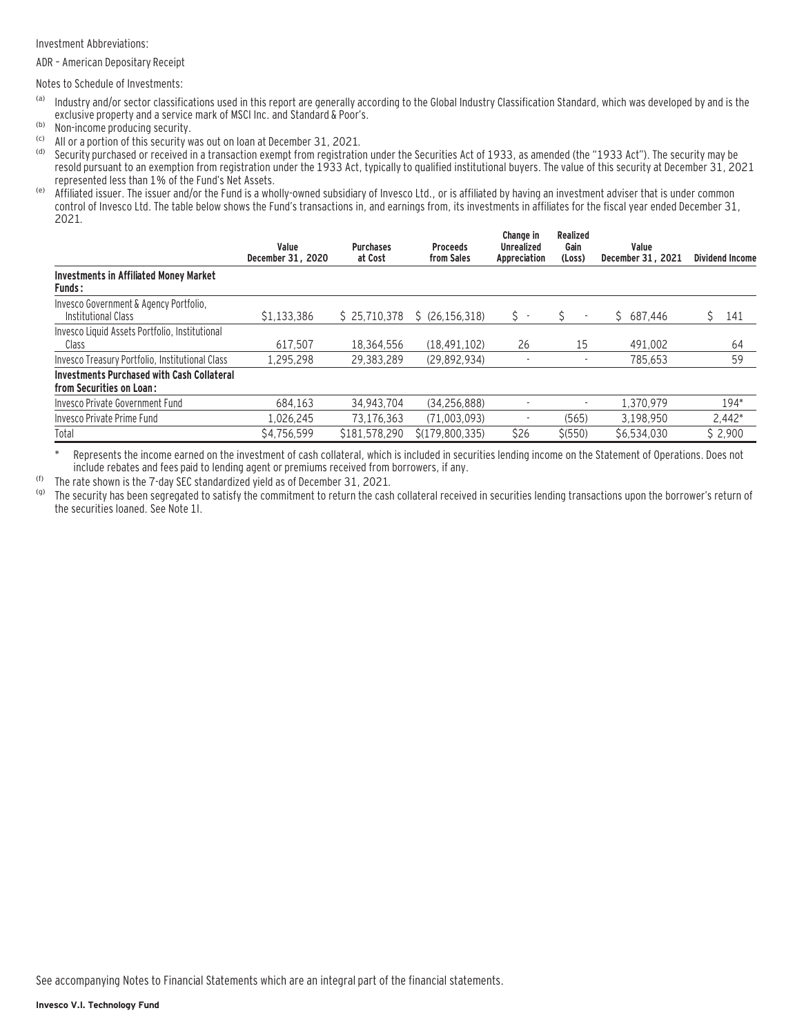Investment Abbreviations:

ADR – American Depositary Receipt

Notes to Schedule of Investments:

[a] Industry and/or sector classifications used in this report are generally according to the Global Industry Classification Standard, which was developed by and is the exclusive property and a service mark of MSCI Inc. and Standard & Poor's.

[b] Non-income producing security.

[c] All or a portion of this security was out on loan at December 31, 2021.

[d] Security purchased or received in a transaction exempt from registration under the Securities Act of 1933, as amended (the "1933 Act"). The security may be resold pursuant to an exemption from registration under the 1933 Act, typically to qualified institutional buyers. The value of this security at December 31, 2021 represented less than 1% of the Fund's Net Assets.

[e] Affiliated issuer. The issuer and/or the Fund is a wholly-owned subsidiary of Invesco Ltd., or is affiliated by having an investment adviser that is under common control of Invesco Ltd. The table below shows the Fund's transactions in, and earnings from, its investments in affiliates for the fiscal year ended December 31, 2021.

| | Value December 31, 2020 | Purchases at Cost | Proceeds from Sales | Change in Unrealized Appreciation | Realized Gain (Loss) | Value December 31, 2021 | Dividend Income |
|---|---|---|---|---|---|---|---|
| **Investments in Affiliated Money Market Funds:** | | | | | | | |
| Invesco Government & Agency Portfolio, Institutional Class | $1,133,386 | $ 25,710,378 | $ (26,156,318) | $ - | $ - | $ 687,446 | $ 141 |
| Invesco Liquid Assets Portfolio, Institutional Class | 617,507 | 18,364,556 | (18,491,102) | 26 | 15 | 491,002 | 64 |
| Invesco Treasury Portfolio, Institutional Class | 1,295,298 | 29,383,289 | (29,892,934) | - | - | 785,653 | 59 |
| **Investments Purchased with Cash Collateral from Securities on Loan:** | | | | | | | |
| Invesco Private Government Fund | 684,163 | 34,943,704 | (34,256,888) | - | - | 1,370,979 | 194* |
| Invesco Private Prime Fund | 1,026,245 | 73,176,363 | (71,003,093) | - | (565) | 3,198,950 | 2,442* |
| Total | $4,756,599 | $181,578,290 | $(179,800,335) | $26 | $(550) | $6,534,030 | $ 2,900 |

\* Represents the income earned on the investment of cash collateral, which is included in securities lending income on the Statement of Operations. Does not include rebates and fees paid to lending agent or premiums received from borrowers, if any.

[f] The rate shown is the 7-day SEC standardized yield as of December 31, 2021.

[g] The security has been segregated to satisfy the commitment to return the cash collateral received in securities lending transactions upon the borrower's return of the securities loaned. See Note 1I.

See accompanying Notes to Financial Statements which are an integral part of the financial statements.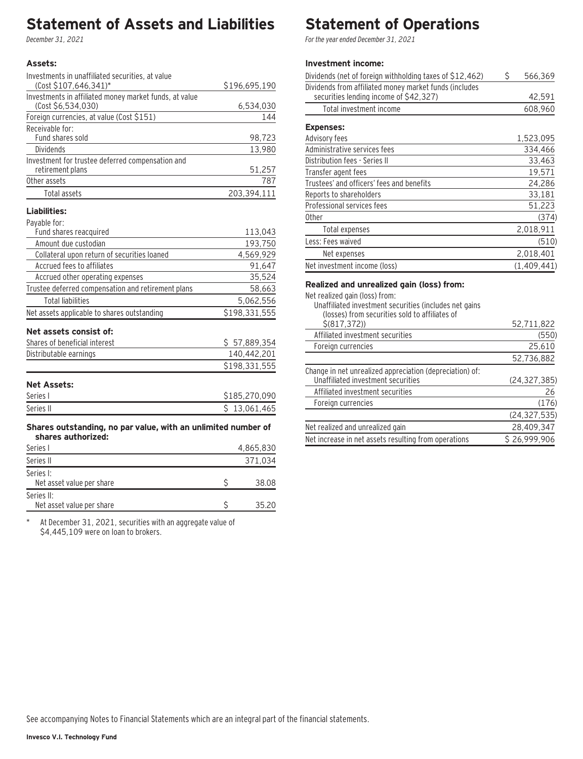# Statement of Assets and Liabilities

*December 31, 2021*

| **Assets:** | |
|---|---|
| Investments in unaffiliated securities, at value (Cost $107,646,341)* | $196,695,190 |
| Investments in affiliated money market funds, at value (Cost $6,534,030) | 6,534,030 |
| Foreign currencies, at value (Cost $151) | 144 |
| Receivable for: | |
| Fund shares sold | 98,723 |
| Dividends | 13,980 |
| Investment for trustee deferred compensation and retirement plans | 51,257 |
| Other assets | 787 |
| Total assets | 203,394,111 |
| **Liabilities:** | |
| Payable for: | |
| Fund shares reacquired | 113,043 |
| Amount due custodian | 193,750 |
| Collateral upon return of securities loaned | 4,569,929 |
| Accrued fees to affiliates | 91,647 |
| Accrued other operating expenses | 35,524 |
| Trustee deferred compensation and retirement plans | 58,663 |
| Total liabilities | 5,062,556 |
| Net assets applicable to shares outstanding | $198,331,555 |
| **Net assets consist of:** | |
| Shares of beneficial interest | $ 57,889,354 |
| Distributable earnings | 140,442,201 |
| | $198,331,555 |
| **Net Assets:** | |
| Series I | $185,270,090 |
| Series II | $ 13,061,465 |
| **Shares outstanding, no par value, with an unlimited number of shares authorized:** | |
| Series I | 4,865,830 |
| Series II | 371,034 |
| Series I: | |
| Net asset value per share | $ 38.08 |
| Series II: | |
| Net asset value per share | $ 35.20 |

\* At December 31, 2021, securities with an aggregate value of $4,445,109 were on loan to brokers.

# Statement of Operations

*For the year ended December 31, 2021*

| **Investment income:** | |
|---|---|
| Dividends (net of foreign withholding taxes of $12,462) | $ 566,369 |
| Dividends from affiliated money market funds (includes securities lending income of $42,327) | 42,591 |
| Total investment income | 608,960 |
| **Expenses:** | |
| Advisory fees | 1,523,095 |
| Administrative services fees | 334,466 |
| Distribution fees - Series II | 33,463 |
| Transfer agent fees | 19,571 |
| Trustees' and officers' fees and benefits | 24,286 |
| Reports to shareholders | 33,181 |
| Professional services fees | 51,223 |
| Other | (374) |
| Total expenses | 2,018,911 |
| Less: Fees waived | (510) |
| Net expenses | 2,018,401 |
| Net investment income (loss) | (1,409,441) |
| **Realized and unrealized gain (loss) from:** | |
| Net realized gain (loss) from: | |
| Unaffiliated investment securities (includes net gains (losses) from securities sold to affiliates of $(817,372)) | 52,711,822 |
| Affiliated investment securities | (550) |
| Foreign currencies | 25,610 |
| | 52,736,882 |
| Change in net unrealized appreciation (depreciation) of: | |
| Unaffiliated investment securities | (24,327,385) |
| Affiliated investment securities | 26 |
| Foreign currencies | (176) |
| | (24,327,535) |
| Net realized and unrealized gain | 28,409,347 |
| Net increase in net assets resulting from operations | $ 26,999,906 |

See accompanying Notes to Financial Statements which are an integral part of the financial statements.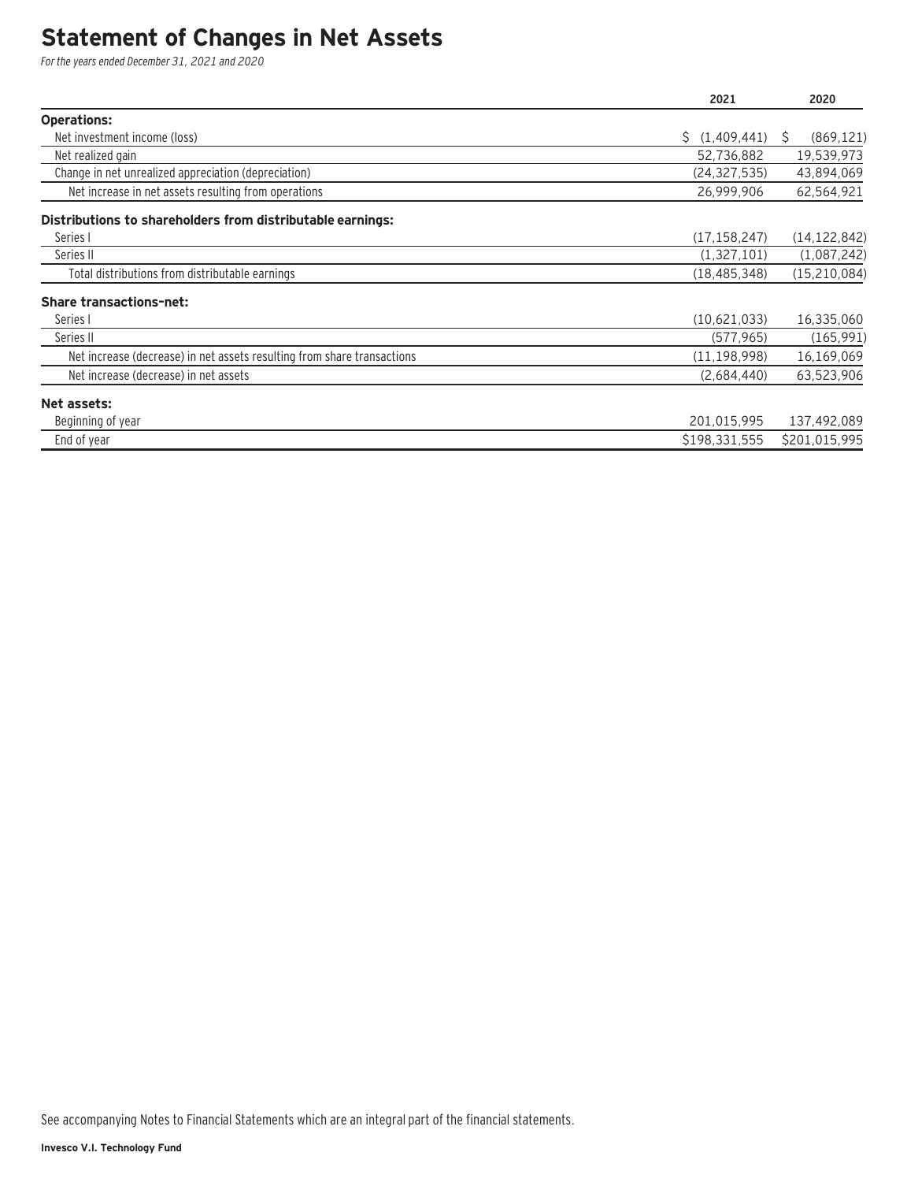# Statement of Changes in Net Assets

*For the years ended December 31, 2021 and 2020*

| | 2021 | 2020 |
|---|---|---|
| **Operations:** | | |
| Net investment income (loss) | $ (1,409,441) | $ (869,121) |
| Net realized gain | 52,736,882 | 19,539,973 |
| Change in net unrealized appreciation (depreciation) | (24,327,535) | 43,894,069 |
| Net increase in net assets resulting from operations | 26,999,906 | 62,564,921 |
| **Distributions to shareholders from distributable earnings:** | | |
| Series I | (17,158,247) | (14,122,842) |
| Series II | (1,327,101) | (1,087,242) |
| Total distributions from distributable earnings | (18,485,348) | (15,210,084) |
| **Share transactions–net:** | | |
| Series I | (10,621,033) | 16,335,060 |
| Series II | (577,965) | (165,991) |
| Net increase (decrease) in net assets resulting from share transactions | (11,198,998) | 16,169,069 |
| Net increase (decrease) in net assets | (2,684,440) | 63,523,906 |
| **Net assets:** | | |
| Beginning of year | 201,015,995 | 137,492,089 |
| End of year | $198,331,555 | $201,015,995 |

See accompanying Notes to Financial Statements which are an integral part of the financial statements.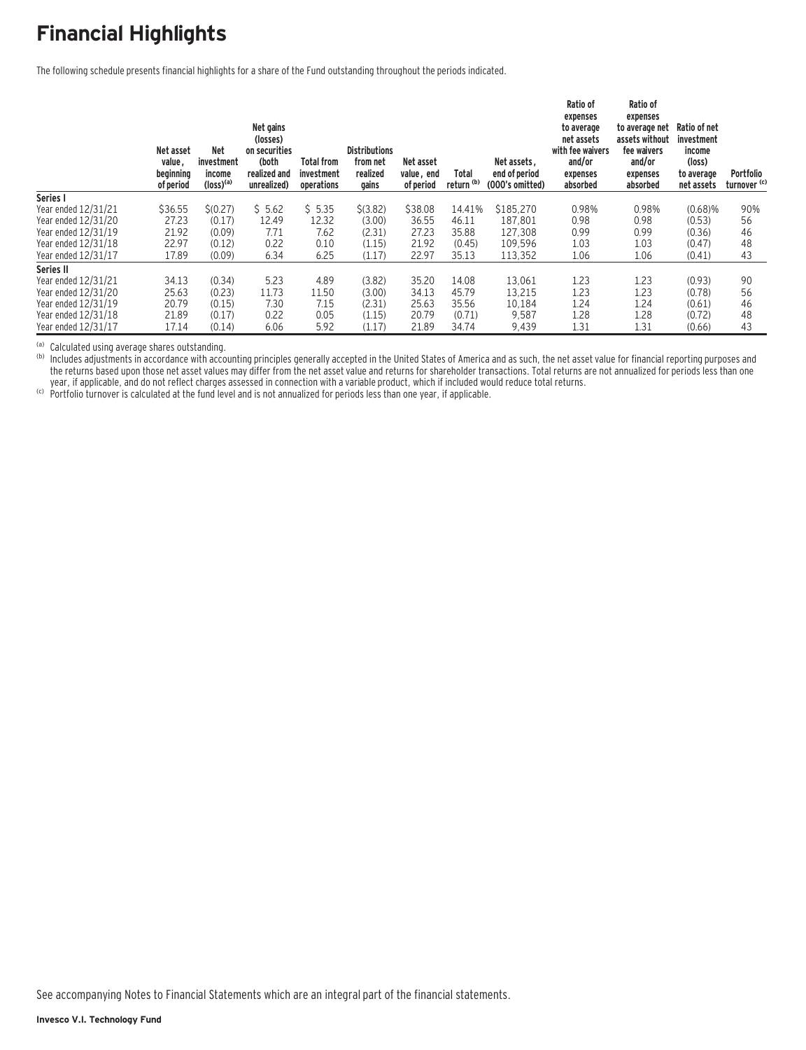# Financial Highlights

The following schedule presents financial highlights for a share of the Fund outstanding throughout the periods indicated.

| | Net asset value, beginning of period | Net investment income (loss)[a] | Net gains (losses) on securities (both realized and unrealized) | Total from investment operations | Distributions from net realized gains | Net asset value, end of period | Total return [b] | Net assets, end of period (000's omitted) | Ratio of expenses to average net assets with fee waivers and/or expenses absorbed | Ratio of expenses to average net assets without fee waivers and/or expenses absorbed | Ratio of net investment income (loss) to average net assets | Portfolio turnover [c] |
|---|---|---|---|---|---|---|---|---|---|---|---|---|
| **Series I** | | | | | | | | | | | | |
| Year ended 12/31/21 | $36.55 | $(0.27) | $ 5.62 | $ 5.35 | $(3.82) | $38.08 | 14.41% | $185,270 | 0.98% | 0.98% | (0.68)% | 90% |
| Year ended 12/31/20 | 27.23 | (0.17) | 12.49 | 12.32 | (3.00) | 36.55 | 46.11 | 187,801 | 0.98 | 0.98 | (0.53) | 56 |
| Year ended 12/31/19 | 21.92 | (0.09) | 7.71 | 7.62 | (2.31) | 27.23 | 35.88 | 127,308 | 0.99 | 0.99 | (0.36) | 46 |
| Year ended 12/31/18 | 22.97 | (0.12) | 0.22 | 0.10 | (1.15) | 21.92 | (0.45) | 109,596 | 1.03 | 1.03 | (0.47) | 48 |
| Year ended 12/31/17 | 17.89 | (0.09) | 6.34 | 6.25 | (1.17) | 22.97 | 35.13 | 113,352 | 1.06 | 1.06 | (0.41) | 43 |
| **Series II** | | | | | | | | | | | | |
| Year ended 12/31/21 | 34.13 | (0.34) | 5.23 | 4.89 | (3.82) | 35.20 | 14.08 | 13,061 | 1.23 | 1.23 | (0.93) | 90 |
| Year ended 12/31/20 | 25.63 | (0.23) | 11.73 | 11.50 | (3.00) | 34.13 | 45.79 | 13,215 | 1.23 | 1.23 | (0.78) | 56 |
| Year ended 12/31/19 | 20.79 | (0.15) | 7.30 | 7.15 | (2.31) | 25.63 | 35.56 | 10,184 | 1.24 | 1.24 | (0.61) | 46 |
| Year ended 12/31/18 | 21.89 | (0.17) | 0.22 | 0.05 | (1.15) | 20.79 | (0.71) | 9,587 | 1.28 | 1.28 | (0.72) | 48 |
| Year ended 12/31/17 | 17.14 | (0.14) | 6.06 | 5.92 | (1.17) | 21.89 | 34.74 | 9,439 | 1.31 | 1.31 | (0.66) | 43 |

[a] Calculated using average shares outstanding.

[b] Includes adjustments in accordance with accounting principles generally accepted in the United States of America and as such, the net asset value for financial reporting purposes and the returns based upon those net asset values may differ from the net asset value and returns for shareholder transactions. Total returns are not annualized for periods less than one year, if applicable, and do not reflect charges assessed in connection with a variable product, which if included would reduce total returns.

[c] Portfolio turnover is calculated at the fund level and is not annualized for periods less than one year, if applicable.

See accompanying Notes to Financial Statements which are an integral part of the financial statements.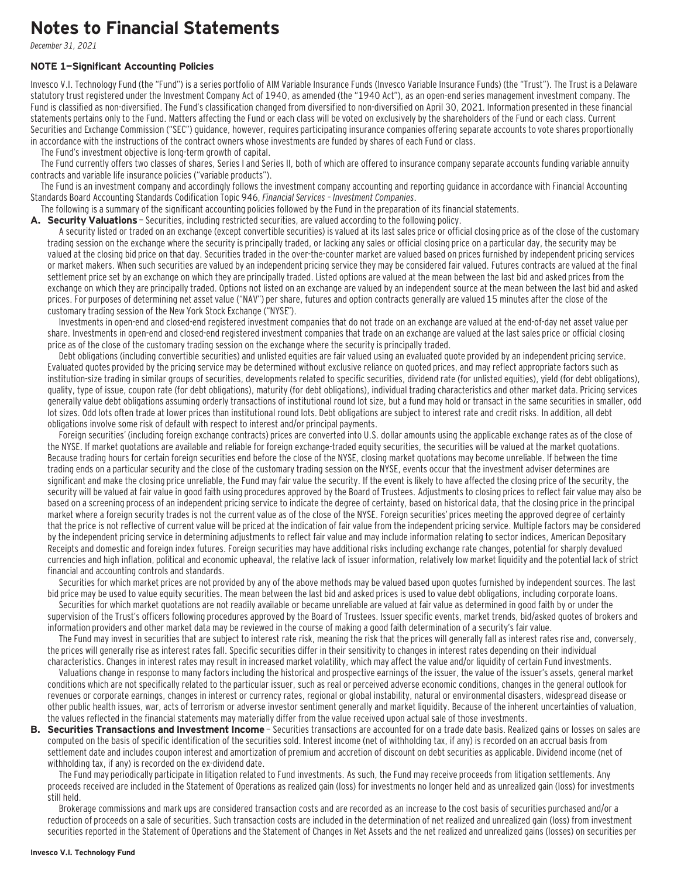# Notes to Financial Statements

*December 31, 2021*

### NOTE 1—Significant Accounting Policies

Invesco V.I. Technology Fund (the "Fund") is a series portfolio of AIM Variable Insurance Funds (Invesco Variable Insurance Funds) (the "Trust"). The Trust is a Delaware statutory trust registered under the Investment Company Act of 1940, as amended (the "1940 Act"), as an open-end series management investment company. The Fund is classified as non-diversified. The Fund's classification changed from diversified to non-diversified on April 30, 2021. Information presented in these financial statements pertains only to the Fund. Matters affecting the Fund or each class will be voted on exclusively by the shareholders of the Fund or each class. Current Securities and Exchange Commission ("SEC") guidance, however, requires participating insurance companies offering separate accounts to vote shares proportionally in accordance with the instructions of the contract owners whose investments are funded by shares of each Fund or class.

The Fund's investment objective is long-term growth of capital.

The Fund currently offers two classes of shares, Series I and Series II, both of which are offered to insurance company separate accounts funding variable annuity contracts and variable life insurance policies ("variable products").

The Fund is an investment company and accordingly follows the investment company accounting and reporting guidance in accordance with Financial Accounting Standards Board Accounting Standards Codification Topic 946, *Financial Services – Investment Companies*.

The following is a summary of the significant accounting policies followed by the Fund in the preparation of its financial statements.

**A. Security Valuations** – Securities, including restricted securities, are valued according to the following policy.

A security listed or traded on an exchange (except convertible securities) is valued at its last sales price or official closing price as of the close of the customary trading session on the exchange where the security is principally traded, or lacking any sales or official closing price on a particular day, the security may be valued at the closing bid price on that day. Securities traded in the over-the-counter market are valued based on prices furnished by independent pricing services or market makers. When such securities are valued by an independent pricing service they may be considered fair valued. Futures contracts are valued at the final settlement price set by an exchange on which they are principally traded. Listed options are valued at the mean between the last bid and asked prices from the exchange on which they are principally traded. Options not listed on an exchange are valued by an independent source at the mean between the last bid and asked prices. For purposes of determining net asset value ("NAV") per share, futures and option contracts generally are valued 15 minutes after the close of the customary trading session of the New York Stock Exchange ("NYSE").

Investments in open-end and closed-end registered investment companies that do not trade on an exchange are valued at the end-of-day net asset value per share. Investments in open-end and closed-end registered investment companies that trade on an exchange are valued at the last sales price or official closing price as of the close of the customary trading session on the exchange where the security is principally traded.

Debt obligations (including convertible securities) and unlisted equities are fair valued using an evaluated quote provided by an independent pricing service. Evaluated quotes provided by the pricing service may be determined without exclusive reliance on quoted prices, and may reflect appropriate factors such as institution-size trading in similar groups of securities, developments related to specific securities, dividend rate (for unlisted equities), yield (for debt obligations), quality, type of issue, coupon rate (for debt obligations), maturity (for debt obligations), individual trading characteristics and other market data. Pricing services generally value debt obligations assuming orderly transactions of institutional round lot size, but a fund may hold or transact in the same securities in smaller, odd lot sizes. Odd lots often trade at lower prices than institutional round lots. Debt obligations are subject to interest rate and credit risks. In addition, all debt obligations involve some risk of default with respect to interest and/or principal payments.

Foreign securities' (including foreign exchange contracts) prices are converted into U.S. dollar amounts using the applicable exchange rates as of the close of the NYSE. If market quotations are available and reliable for foreign exchange-traded equity securities, the securities will be valued at the market quotations. Because trading hours for certain foreign securities end before the close of the NYSE, closing market quotations may become unreliable. If between the time trading ends on a particular security and the close of the customary trading session on the NYSE, events occur that the investment adviser determines are significant and make the closing price unreliable, the Fund may fair value the security. If the event is likely to have affected the closing price of the security, the security will be valued at fair value in good faith using procedures approved by the Board of Trustees. Adjustments to closing prices to reflect fair value may also be based on a screening process of an independent pricing service to indicate the degree of certainty, based on historical data, that the closing price in the principal market where a foreign security trades is not the current value as of the close of the NYSE. Foreign securities' prices meeting the approved degree of certainty that the price is not reflective of current value will be priced at the indication of fair value from the independent pricing service. Multiple factors may be considered by the independent pricing service in determining adjustments to reflect fair value and may include information relating to sector indices, American Depositary Receipts and domestic and foreign index futures. Foreign securities may have additional risks including exchange rate changes, potential for sharply devalued currencies and high inflation, political and economic upheaval, the relative lack of issuer information, relatively low market liquidity and the potential lack of strict financial and accounting controls and standards.

Securities for which market prices are not provided by any of the above methods may be valued based upon quotes furnished by independent sources. The last bid price may be used to value equity securities. The mean between the last bid and asked prices is used to value debt obligations, including corporate loans.

Securities for which market quotations are not readily available or became unreliable are valued at fair value as determined in good faith by or under the supervision of the Trust's officers following procedures approved by the Board of Trustees. Issuer specific events, market trends, bid/asked quotes of brokers and information providers and other market data may be reviewed in the course of making a good faith determination of a security's fair value.

The Fund may invest in securities that are subject to interest rate risk, meaning the risk that the prices will generally fall as interest rates rise and, conversely, the prices will generally rise as interest rates fall. Specific securities differ in their sensitivity to changes in interest rates depending on their individual characteristics. Changes in interest rates may result in increased market volatility, which may affect the value and/or liquidity of certain Fund investments.

Valuations change in response to many factors including the historical and prospective earnings of the issuer, the value of the issuer's assets, general market conditions which are not specifically related to the particular issuer, such as real or perceived adverse economic conditions, changes in the general outlook for revenues or corporate earnings, changes in interest or currency rates, regional or global instability, natural or environmental disasters, widespread disease or other public health issues, war, acts of terrorism or adverse investor sentiment generally and market liquidity. Because of the inherent uncertainties of valuation, the values reflected in the financial statements may materially differ from the value received upon actual sale of those investments.

**B. Securities Transactions and Investment Income** – Securities transactions are accounted for on a trade date basis. Realized gains or losses on sales are computed on the basis of specific identification of the securities sold. Interest income (net of withholding tax, if any) is recorded on an accrual basis from settlement date and includes coupon interest and amortization of premium and accretion of discount on debt securities as applicable. Dividend income (net of withholding tax, if any) is recorded on the ex-dividend date.

The Fund may periodically participate in litigation related to Fund investments. As such, the Fund may receive proceeds from litigation settlements. Any proceeds received are included in the Statement of Operations as realized gain (loss) for investments no longer held and as unrealized gain (loss) for investments still held.

Brokerage commissions and mark ups are considered transaction costs and are recorded as an increase to the cost basis of securities purchased and/or a reduction of proceeds on a sale of securities. Such transaction costs are included in the determination of net realized and unrealized gain (loss) from investment securities reported in the Statement of Operations and the Statement of Changes in Net Assets and the net realized and unrealized gains (losses) on securities per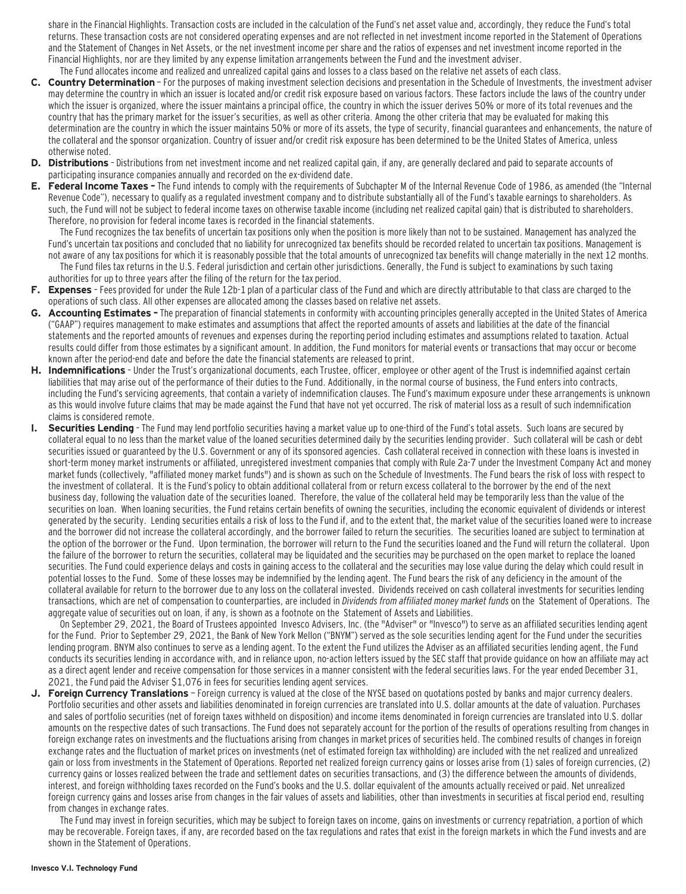share in the Financial Highlights. Transaction costs are included in the calculation of the Fund's net asset value and, accordingly, they reduce the Fund's total returns. These transaction costs are not considered operating expenses and are not reflected in net investment income reported in the Statement of Operations and the Statement of Changes in Net Assets, or the net investment income per share and the ratios of expenses and net investment income reported in the Financial Highlights, nor are they limited by any expense limitation arrangements between the Fund and the investment adviser.

The Fund allocates income and realized and unrealized capital gains and losses to a class based on the relative net assets of each class.

**C. Country Determination** – For the purposes of making investment selection decisions and presentation in the Schedule of Investments, the investment adviser may determine the country in which an issuer is located and/or credit risk exposure based on various factors. These factors include the laws of the country under which the issuer is organized, where the issuer maintains a principal office, the country in which the issuer derives 50% or more of its total revenues and the country that has the primary market for the issuer's securities, as well as other criteria. Among the other criteria that may be evaluated for making this determination are the country in which the issuer maintains 50% or more of its assets, the type of security, financial guarantees and enhancements, the nature of the collateral and the sponsor organization. Country of issuer and/or credit risk exposure has been determined to be the United States of America, unless otherwise noted.

**D. Distributions** – Distributions from net investment income and net realized capital gain, if any, are generally declared and paid to separate accounts of participating insurance companies annually and recorded on the ex-dividend date.

**E. Federal Income Taxes –** The Fund intends to comply with the requirements of Subchapter M of the Internal Revenue Code of 1986, as amended (the "Internal Revenue Code"), necessary to qualify as a regulated investment company and to distribute substantially all of the Fund's taxable earnings to shareholders. As such, the Fund will not be subject to federal income taxes on otherwise taxable income (including net realized capital gain) that is distributed to shareholders. Therefore, no provision for federal income taxes is recorded in the financial statements.

The Fund recognizes the tax benefits of uncertain tax positions only when the position is more likely than not to be sustained. Management has analyzed the Fund's uncertain tax positions and concluded that no liability for unrecognized tax benefits should be recorded related to uncertain tax positions. Management is not aware of any tax positions for which it is reasonably possible that the total amounts of unrecognized tax benefits will change materially in the next 12 months.

The Fund files tax returns in the U.S. Federal jurisdiction and certain other jurisdictions. Generally, the Fund is subject to examinations by such taxing authorities for up to three years after the filing of the return for the tax period.

**F. Expenses** – Fees provided for under the Rule 12b-1 plan of a particular class of the Fund and which are directly attributable to that class are charged to the operations of such class. All other expenses are allocated among the classes based on relative net assets.

**G. Accounting Estimates –** The preparation of financial statements in conformity with accounting principles generally accepted in the United States of America ("GAAP") requires management to make estimates and assumptions that affect the reported amounts of assets and liabilities at the date of the financial statements and the reported amounts of revenues and expenses during the reporting period including estimates and assumptions related to taxation. Actual results could differ from those estimates by a significant amount. In addition, the Fund monitors for material events or transactions that may occur or become known after the period-end date and before the date the financial statements are released to print.

**H. Indemnifications** – Under the Trust's organizational documents, each Trustee, officer, employee or other agent of the Trust is indemnified against certain liabilities that may arise out of the performance of their duties to the Fund. Additionally, in the normal course of business, the Fund enters into contracts, including the Fund's servicing agreements, that contain a variety of indemnification clauses. The Fund's maximum exposure under these arrangements is unknown as this would involve future claims that may be made against the Fund that have not yet occurred. The risk of material loss as a result of such indemnification claims is considered remote.

**I. Securities Lending** – The Fund may lend portfolio securities having a market value up to one-third of the Fund's total assets. Such loans are secured by collateral equal to no less than the market value of the loaned securities determined daily by the securities lending provider. Such collateral will be cash or debt securities issued or guaranteed by the U.S. Government or any of its sponsored agencies. Cash collateral received in connection with these loans is invested in short-term money market instruments or affiliated, unregistered investment companies that comply with Rule 2a-7 under the Investment Company Act and money market funds (collectively, "affiliated money market funds") and is shown as such on the Schedule of Investments. The Fund bears the risk of loss with respect to the investment of collateral. It is the Fund's policy to obtain additional collateral from or return excess collateral to the borrower by the end of the next business day, following the valuation date of the securities loaned. Therefore, the value of the collateral held may be temporarily less than the value of the securities on loan. When loaning securities, the Fund retains certain benefits of owning the securities, including the economic equivalent of dividends or interest generated by the security. Lending securities entails a risk of loss to the Fund if, and to the extent that, the market value of the securities loaned were to increase and the borrower did not increase the collateral accordingly, and the borrower failed to return the securities. The securities loaned are subject to termination at the option of the borrower or the Fund. Upon termination, the borrower will return to the Fund the securities loaned and the Fund will return the collateral. Upon the failure of the borrower to return the securities, collateral may be liquidated and the securities may be purchased on the open market to replace the loaned securities. The Fund could experience delays and costs in gaining access to the collateral and the securities may lose value during the delay which could result in potential losses to the Fund. Some of these losses may be indemnified by the lending agent. The Fund bears the risk of any deficiency in the amount of the collateral available for return to the borrower due to any loss on the collateral invested. Dividends received on cash collateral investments for securities lending transactions, which are net of compensation to counterparties, are included in *Dividends from affiliated money market funds* on the Statement of Operations. The aggregate value of securities out on loan, if any, is shown as a footnote on the Statement of Assets and Liabilities.

On September 29, 2021, the Board of Trustees appointed Invesco Advisers, Inc. (the "Adviser" or "Invesco") to serve as an affiliated securities lending agent for the Fund. Prior to September 29, 2021, the Bank of New York Mellon ("BNYM") served as the sole securities lending agent for the Fund under the securities lending program. BNYM also continues to serve as a lending agent. To the extent the Fund utilizes the Adviser as an affiliated securities lending agent, the Fund conducts its securities lending in accordance with, and in reliance upon, no-action letters issued by the SEC staff that provide guidance on how an affiliate may act as a direct agent lender and receive compensation for those services in a manner consistent with the federal securities laws. For the year ended December 31, 2021, the Fund paid the Adviser $1,076 in fees for securities lending agent services.

**J. Foreign Currency Translations** – Foreign currency is valued at the close of the NYSE based on quotations posted by banks and major currency dealers. Portfolio securities and other assets and liabilities denominated in foreign currencies are translated into U.S. dollar amounts at the date of valuation. Purchases and sales of portfolio securities (net of foreign taxes withheld on disposition) and income items denominated in foreign currencies are translated into U.S. dollar amounts on the respective dates of such transactions. The Fund does not separately account for the portion of the results of operations resulting from changes in foreign exchange rates on investments and the fluctuations arising from changes in market prices of securities held. The combined results of changes in foreign exchange rates and the fluctuation of market prices on investments (net of estimated foreign tax withholding) are included with the net realized and unrealized gain or loss from investments in the Statement of Operations. Reported net realized foreign currency gains or losses arise from (1) sales of foreign currencies, (2) currency gains or losses realized between the trade and settlement dates on securities transactions, and (3) the difference between the amounts of dividends, interest, and foreign withholding taxes recorded on the Fund's books and the U.S. dollar equivalent of the amounts actually received or paid. Net unrealized foreign currency gains and losses arise from changes in the fair values of assets and liabilities, other than investments in securities at fiscal period end, resulting from changes in exchange rates.

The Fund may invest in foreign securities, which may be subject to foreign taxes on income, gains on investments or currency repatriation, a portion of which may be recoverable. Foreign taxes, if any, are recorded based on the tax regulations and rates that exist in the foreign markets in which the Fund invests and are shown in the Statement of Operations.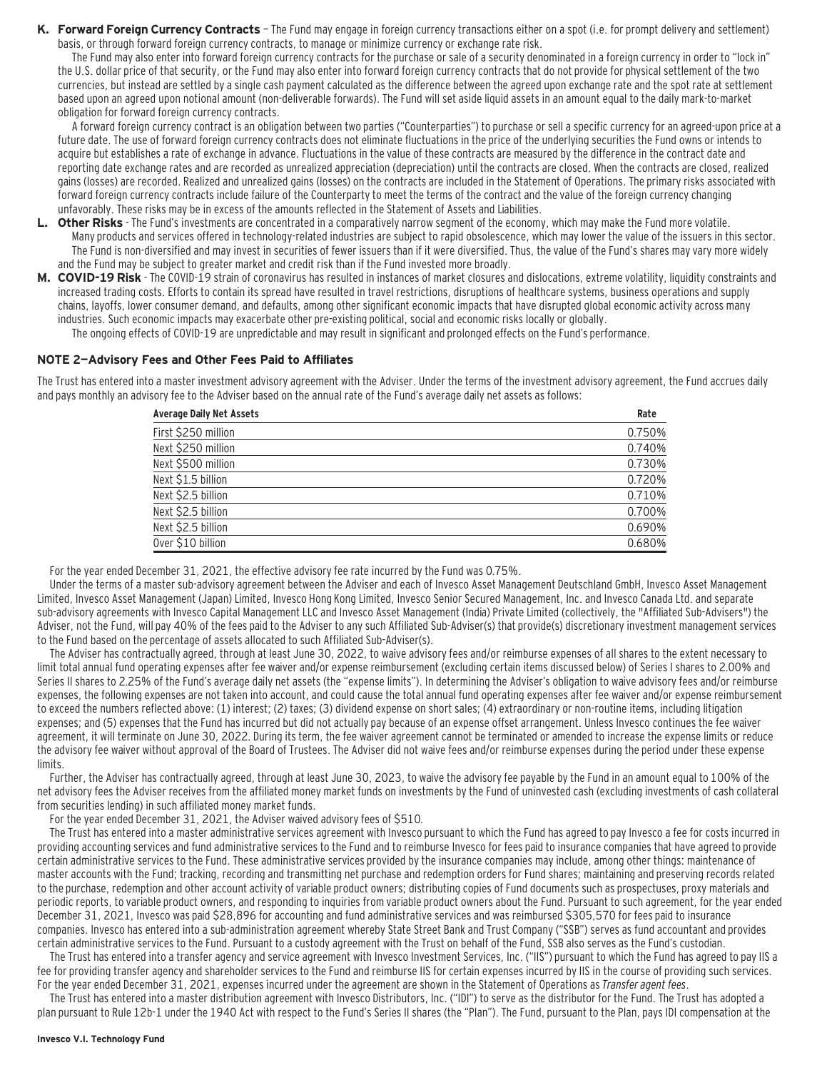**K. Forward Foreign Currency Contracts** – The Fund may engage in foreign currency transactions either on a spot (i.e. for prompt delivery and settlement) basis, or through forward foreign currency contracts, to manage or minimize currency or exchange rate risk.

The Fund may also enter into forward foreign currency contracts for the purchase or sale of a security denominated in a foreign currency in order to "lock in" the U.S. dollar price of that security, or the Fund may also enter into forward foreign currency contracts that do not provide for physical settlement of the two currencies, but instead are settled by a single cash payment calculated as the difference between the agreed upon exchange rate and the spot rate at settlement based upon an agreed upon notional amount (non-deliverable forwards). The Fund will set aside liquid assets in an amount equal to the daily mark-to-market obligation for forward foreign currency contracts.

A forward foreign currency contract is an obligation between two parties ("Counterparties") to purchase or sell a specific currency for an agreed-upon price at a future date. The use of forward foreign currency contracts does not eliminate fluctuations in the price of the underlying securities the Fund owns or intends to acquire but establishes a rate of exchange in advance. Fluctuations in the value of these contracts are measured by the difference in the contract date and reporting date exchange rates and are recorded as unrealized appreciation (depreciation) until the contracts are closed. When the contracts are closed, realized gains (losses) are recorded. Realized and unrealized gains (losses) on the contracts are included in the Statement of Operations. The primary risks associated with forward foreign currency contracts include failure of the Counterparty to meet the terms of the contract and the value of the foreign currency changing unfavorably. These risks may be in excess of the amounts reflected in the Statement of Assets and Liabilities.

**L. Other Risks** - The Fund's investments are concentrated in a comparatively narrow segment of the economy, which may make the Fund more volatile.

Many products and services offered in technology-related industries are subject to rapid obsolescence, which may lower the value of the issuers in this sector.

The Fund is non-diversified and may invest in securities of fewer issuers than if it were diversified. Thus, the value of the Fund's shares may vary more widely and the Fund may be subject to greater market and credit risk than if the Fund invested more broadly.

**M. COVID-19 Risk** - The COVID-19 strain of coronavirus has resulted in instances of market closures and dislocations, extreme volatility, liquidity constraints and increased trading costs. Efforts to contain its spread have resulted in travel restrictions, disruptions of healthcare systems, business operations and supply chains, layoffs, lower consumer demand, and defaults, among other significant economic impacts that have disrupted global economic activity across many industries. Such economic impacts may exacerbate other pre-existing political, social and economic risks locally or globally.

The ongoing effects of COVID-19 are unpredictable and may result in significant and prolonged effects on the Fund's performance.

## NOTE 2—Advisory Fees and Other Fees Paid to Affiliates

The Trust has entered into a master investment advisory agreement with the Adviser. Under the terms of the investment advisory agreement, the Fund accrues daily and pays monthly an advisory fee to the Adviser based on the annual rate of the Fund's average daily net assets as follows:

| Average Daily Net Assets | Rate |
|---|---|
| First $250 million | 0.750% |
| Next $250 million | 0.740% |
| Next $500 million | 0.730% |
| Next $1.5 billion | 0.720% |
| Next $2.5 billion | 0.710% |
| Next $2.5 billion | 0.700% |
| Next $2.5 billion | 0.690% |
| Over $10 billion | 0.680% |

For the year ended December 31, 2021, the effective advisory fee rate incurred by the Fund was 0.75%.

Under the terms of a master sub-advisory agreement between the Adviser and each of Invesco Asset Management Deutschland GmbH, Invesco Asset Management Limited, Invesco Asset Management (Japan) Limited, Invesco Hong Kong Limited, Invesco Senior Secured Management, Inc. and Invesco Canada Ltd. and separate sub-advisory agreements with Invesco Capital Management LLC and Invesco Asset Management (India) Private Limited (collectively, the "Affiliated Sub-Advisers") the Adviser, not the Fund, will pay 40% of the fees paid to the Adviser to any such Affiliated Sub-Adviser(s) that provide(s) discretionary investment management services to the Fund based on the percentage of assets allocated to such Affiliated Sub-Adviser(s).

The Adviser has contractually agreed, through at least June 30, 2022, to waive advisory fees and/or reimburse expenses of all shares to the extent necessary to limit total annual fund operating expenses after fee waiver and/or expense reimbursement (excluding certain items discussed below) of Series I shares to 2.00% and Series II shares to 2.25% of the Fund's average daily net assets (the "expense limits"). In determining the Adviser's obligation to waive advisory fees and/or reimburse expenses, the following expenses are not taken into account, and could cause the total annual fund operating expenses after fee waiver and/or expense reimbursement to exceed the numbers reflected above: (1) interest; (2) taxes; (3) dividend expense on short sales; (4) extraordinary or non-routine items, including litigation expenses; and (5) expenses that the Fund has incurred but did not actually pay because of an expense offset arrangement. Unless Invesco continues the fee waiver agreement, it will terminate on June 30, 2022. During its term, the fee waiver agreement cannot be terminated or amended to increase the expense limits or reduce the advisory fee waiver without approval of the Board of Trustees. The Adviser did not waive fees and/or reimburse expenses during the period under these expense limits.

Further, the Adviser has contractually agreed, through at least June 30, 2023, to waive the advisory fee payable by the Fund in an amount equal to 100% of the net advisory fees the Adviser receives from the affiliated money market funds on investments by the Fund of uninvested cash (excluding investments of cash collateral from securities lending) in such affiliated money market funds.

For the year ended December 31, 2021, the Adviser waived advisory fees of $510.

The Trust has entered into a master administrative services agreement with Invesco pursuant to which the Fund has agreed to pay Invesco a fee for costs incurred in providing accounting services and fund administrative services to the Fund and to reimburse Invesco for fees paid to insurance companies that have agreed to provide certain administrative services to the Fund. These administrative services provided by the insurance companies may include, among other things: maintenance of master accounts with the Fund; tracking, recording and transmitting net purchase and redemption orders for Fund shares; maintaining and preserving records related to the purchase, redemption and other account activity of variable product owners; distributing copies of Fund documents such as prospectuses, proxy materials and periodic reports, to variable product owners, and responding to inquiries from variable product owners about the Fund. Pursuant to such agreement, for the year ended December 31, 2021, Invesco was paid $28,896 for accounting and fund administrative services and was reimbursed $305,570 for fees paid to insurance companies. Invesco has entered into a sub-administration agreement whereby State Street Bank and Trust Company ("SSB") serves as fund accountant and provides certain administrative services to the Fund. Pursuant to a custody agreement with the Trust on behalf of the Fund, SSB also serves as the Fund's custodian.

The Trust has entered into a transfer agency and service agreement with Invesco Investment Services, Inc. ("IIS") pursuant to which the Fund has agreed to pay IIS a fee for providing transfer agency and shareholder services to the Fund and reimburse IIS for certain expenses incurred by IIS in the course of providing such services. For the year ended December 31, 2021, expenses incurred under the agreement are shown in the Statement of Operations as *Transfer agent fees*.

The Trust has entered into a master distribution agreement with Invesco Distributors, Inc. ("IDI") to serve as the distributor for the Fund. The Trust has adopted a plan pursuant to Rule 12b-1 under the 1940 Act with respect to the Fund's Series II shares (the "Plan"). The Fund, pursuant to the Plan, pays IDI compensation at the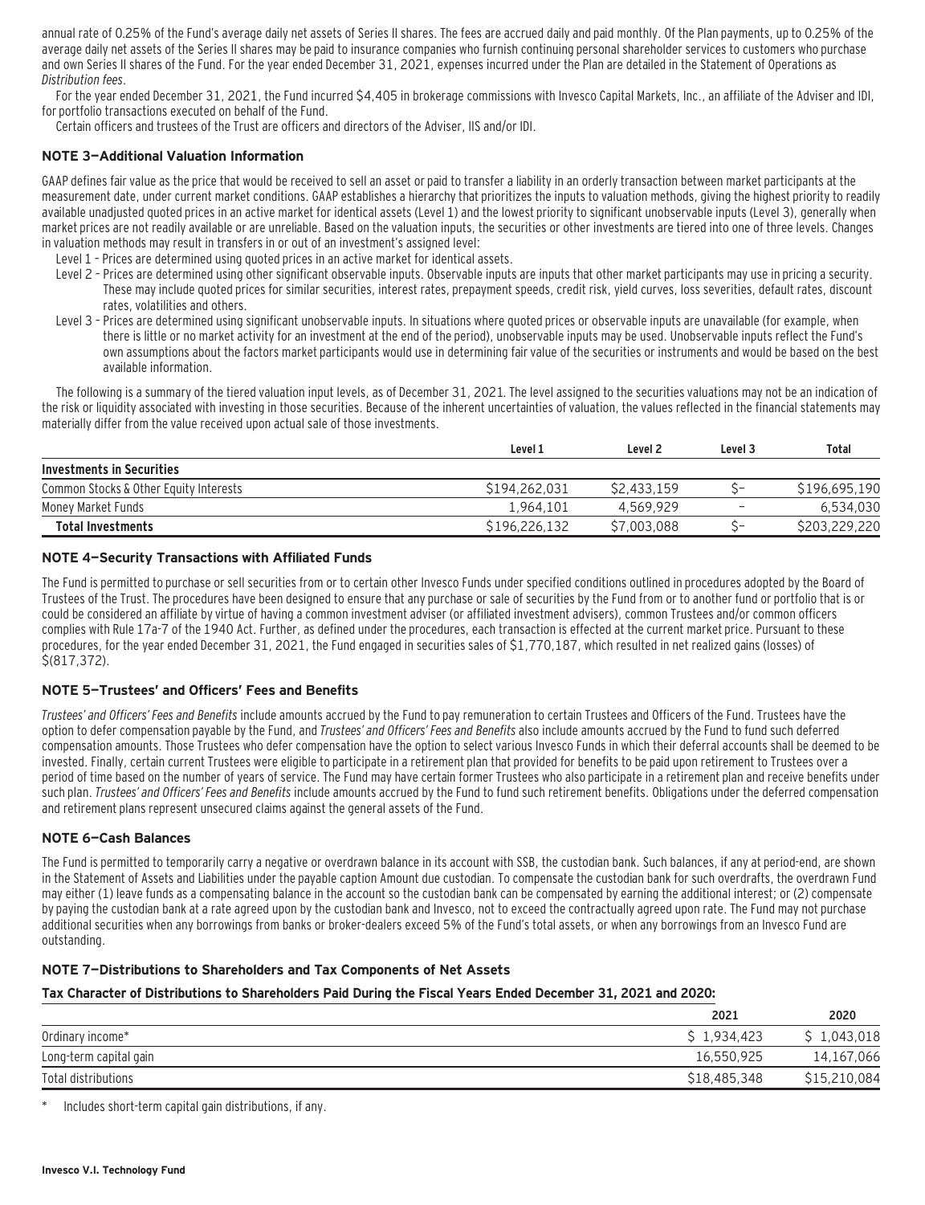annual rate of 0.25% of the Fund's average daily net assets of Series II shares. The fees are accrued daily and paid monthly. Of the Plan payments, up to 0.25% of the average daily net assets of the Series II shares may be paid to insurance companies who furnish continuing personal shareholder services to customers who purchase and own Series II shares of the Fund. For the year ended December 31, 2021, expenses incurred under the Plan are detailed in the Statement of Operations as *Distribution fees*.

For the year ended December 31, 2021, the Fund incurred $4,405 in brokerage commissions with Invesco Capital Markets, Inc., an affiliate of the Adviser and IDI, for portfolio transactions executed on behalf of the Fund.

Certain officers and trustees of the Trust are officers and directors of the Adviser, IIS and/or IDI.

### NOTE 3—Additional Valuation Information

GAAP defines fair value as the price that would be received to sell an asset or paid to transfer a liability in an orderly transaction between market participants at the measurement date, under current market conditions. GAAP establishes a hierarchy that prioritizes the inputs to valuation methods, giving the highest priority to readily available unadjusted quoted prices in an active market for identical assets (Level 1) and the lowest priority to significant unobservable inputs (Level 3), generally when market prices are not readily available or are unreliable. Based on the valuation inputs, the securities or other investments are tiered into one of three levels. Changes in valuation methods may result in transfers in or out of an investment's assigned level:

Level 1 – Prices are determined using quoted prices in an active market for identical assets.

Level 2 – Prices are determined using other significant observable inputs. Observable inputs are inputs that other market participants may use in pricing a security. These may include quoted prices for similar securities, interest rates, prepayment speeds, credit risk, yield curves, loss severities, default rates, discount rates, volatilities and others.

Level 3 – Prices are determined using significant unobservable inputs. In situations where quoted prices or observable inputs are unavailable (for example, when there is little or no market activity for an investment at the end of the period), unobservable inputs may be used. Unobservable inputs reflect the Fund's own assumptions about the factors market participants would use in determining fair value of the securities or instruments and would be based on the best available information.

The following is a summary of the tiered valuation input levels, as of December 31, 2021. The level assigned to the securities valuations may not be an indication of the risk or liquidity associated with investing in those securities. Because of the inherent uncertainties of valuation, the values reflected in the financial statements may materially differ from the value received upon actual sale of those investments.

| | Level 1 | Level 2 | Level 3 | Total |
|---|---|---|---|---|
| **Investments in Securities** | | | | |
| Common Stocks & Other Equity Interests | $194,262,031 | $2,433,159 | $– | $196,695,190 |
| Money Market Funds | 1,964,101 | 4,569,929 | – | 6,534,030 |
| **Total Investments** | $196,226,132 | $7,003,088 | $– | $203,229,220 |

### NOTE 4—Security Transactions with Affiliated Funds

The Fund is permitted to purchase or sell securities from or to certain other Invesco Funds under specified conditions outlined in procedures adopted by the Board of Trustees of the Trust. The procedures have been designed to ensure that any purchase or sale of securities by the Fund from or to another fund or portfolio that is or could be considered an affiliate by virtue of having a common investment adviser (or affiliated investment advisers), common Trustees and/or common officers complies with Rule 17a-7 of the 1940 Act. Further, as defined under the procedures, each transaction is effected at the current market price. Pursuant to these procedures, for the year ended December 31, 2021, the Fund engaged in securities sales of $1,770,187, which resulted in net realized gains (losses) of $(817,372).

### NOTE 5—Trustees' and Officers' Fees and Benefits

*Trustees' and Officers' Fees and Benefits* include amounts accrued by the Fund to pay remuneration to certain Trustees and Officers of the Fund. Trustees have the option to defer compensation payable by the Fund, and *Trustees' and Officers' Fees and Benefits* also include amounts accrued by the Fund to fund such deferred compensation amounts. Those Trustees who defer compensation have the option to select various Invesco Funds in which their deferral accounts shall be deemed to be invested. Finally, certain current Trustees were eligible to participate in a retirement plan that provided for benefits to be paid upon retirement to Trustees over a period of time based on the number of years of service. The Fund may have certain former Trustees who also participate in a retirement plan and receive benefits under such plan. *Trustees' and Officers' Fees and Benefits* include amounts accrued by the Fund to fund such retirement benefits. Obligations under the deferred compensation and retirement plans represent unsecured claims against the general assets of the Fund.

### NOTE 6—Cash Balances

The Fund is permitted to temporarily carry a negative or overdrawn balance in its account with SSB, the custodian bank. Such balances, if any at period-end, are shown in the Statement of Assets and Liabilities under the payable caption Amount due custodian. To compensate the custodian bank for such overdrafts, the overdrawn Fund may either (1) leave funds as a compensating balance in the account so the custodian bank can be compensated by earning the additional interest; or (2) compensate by paying the custodian bank at a rate agreed upon by the custodian bank and Invesco, not to exceed the contractually agreed upon rate. The Fund may not purchase additional securities when any borrowings from banks or broker-dealers exceed 5% of the Fund's total assets, or when any borrowings from an Invesco Fund are outstanding.

### NOTE 7—Distributions to Shareholders and Tax Components of Net Assets

**Tax Character of Distributions to Shareholders Paid During the Fiscal Years Ended December 31, 2021 and 2020:**

| | 2021 | 2020 |
|---|---|---|
| Ordinary income* | $ 1,934,423 | $ 1,043,018 |
| Long-term capital gain | 16,550,925 | 14,167,066 |
| Total distributions | $18,485,348 | $15,210,084 |

\* Includes short-term capital gain distributions, if any.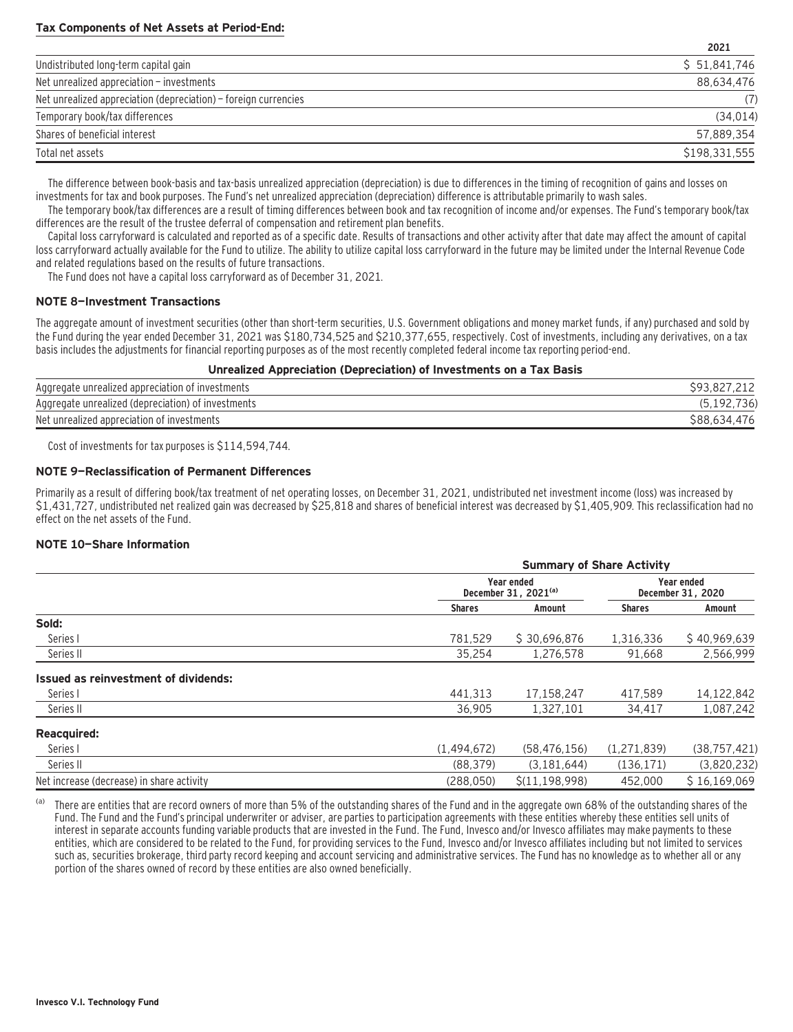**Tax Components of Net Assets at Period-End:**

| | 2021 |
|---|---|
| Undistributed long-term capital gain | $ 51,841,746 |
| Net unrealized appreciation – investments | 88,634,476 |
| Net unrealized appreciation (depreciation) – foreign currencies | (7) |
| Temporary book/tax differences | (34,014) |
| Shares of beneficial interest | 57,889,354 |
| Total net assets | $198,331,555 |

The difference between book-basis and tax-basis unrealized appreciation (depreciation) is due to differences in the timing of recognition of gains and losses on investments for tax and book purposes. The Fund's net unrealized appreciation (depreciation) difference is attributable primarily to wash sales.

The temporary book/tax differences are a result of timing differences between book and tax recognition of income and/or expenses. The Fund's temporary book/tax differences are the result of the trustee deferral of compensation and retirement plan benefits.

Capital loss carryforward is calculated and reported as of a specific date. Results of transactions and other activity after that date may affect the amount of capital loss carryforward actually available for the Fund to utilize. The ability to utilize capital loss carryforward in the future may be limited under the Internal Revenue Code and related regulations based on the results of future transactions.

The Fund does not have a capital loss carryforward as of December 31, 2021.

### NOTE 8—Investment Transactions

The aggregate amount of investment securities (other than short-term securities, U.S. Government obligations and money market funds, if any) purchased and sold by the Fund during the year ended December 31, 2021 was $180,734,525 and $210,377,655, respectively. Cost of investments, including any derivatives, on a tax basis includes the adjustments for financial reporting purposes as of the most recently completed federal income tax reporting period-end.

**Unrealized Appreciation (Depreciation) of Investments on a Tax Basis**

| | |
|---|---|
| Aggregate unrealized appreciation of investments | $93,827,212 |
| Aggregate unrealized (depreciation) of investments | (5,192,736) |
| Net unrealized appreciation of investments | $88,634,476 |

Cost of investments for tax purposes is $114,594,744.

### NOTE 9—Reclassification of Permanent Differences

Primarily as a result of differing book/tax treatment of net operating losses, on December 31, 2021, undistributed net investment income (loss) was increased by $1,431,727, undistributed net realized gain was decreased by $25,818 and shares of beneficial interest was decreased by $1,405,909. This reclassification had no effect on the net assets of the Fund.

### NOTE 10—Share Information

| | Summary of Share Activity | | | |
|---|---|---|---|---|
| | Year ended December 31, 2021[(a)] | | Year ended December 31, 2020 | |
| | Shares | Amount | Shares | Amount |
| **Sold:** | | | | |
| Series I | 781,529 | $ 30,696,876 | 1,316,336 | $ 40,969,639 |
| Series II | 35,254 | 1,276,578 | 91,668 | 2,566,999 |
| **Issued as reinvestment of dividends:** | | | | |
| Series I | 441,313 | 17,158,247 | 417,589 | 14,122,842 |
| Series II | 36,905 | 1,327,101 | 34,417 | 1,087,242 |
| **Reacquired:** | | | | |
| Series I | (1,494,672) | (58,476,156) | (1,271,839) | (38,757,421) |
| Series II | (88,379) | (3,181,644) | (136,171) | (3,820,232) |
| Net increase (decrease) in share activity | (288,050) | $(11,198,998) | 452,000 | $ 16,169,069 |

(a) There are entities that are record owners of more than 5% of the outstanding shares of the Fund and in the aggregate own 68% of the outstanding shares of the Fund. The Fund and the Fund's principal underwriter or adviser, are parties to participation agreements with these entities whereby these entities sell units of interest in separate accounts funding variable products that are invested in the Fund. The Fund, Invesco and/or Invesco affiliates may make payments to these entities, which are considered to be related to the Fund, for providing services to the Fund, Invesco and/or Invesco affiliates including but not limited to services such as, securities brokerage, third party record keeping and account servicing and administrative services. The Fund has no knowledge as to whether all or any portion of the shares owned of record by these entities are also owned beneficially.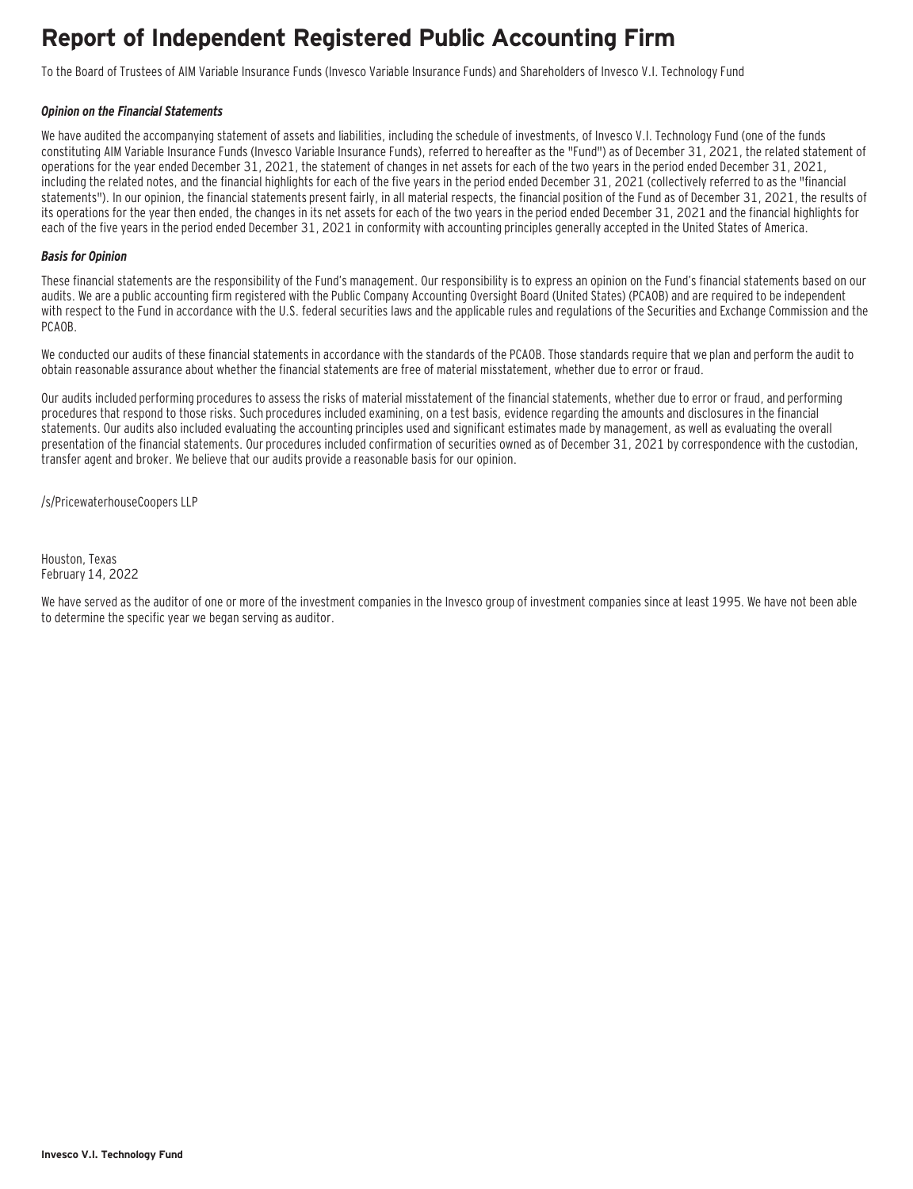# Report of Independent Registered Public Accounting Firm

To the Board of Trustees of AIM Variable Insurance Funds (Invesco Variable Insurance Funds) and Shareholders of Invesco V.I. Technology Fund

***Opinion on the Financial Statements***

We have audited the accompanying statement of assets and liabilities, including the schedule of investments, of Invesco V.I. Technology Fund (one of the funds constituting AIM Variable Insurance Funds (Invesco Variable Insurance Funds), referred to hereafter as the "Fund") as of December 31, 2021, the related statement of operations for the year ended December 31, 2021, the statement of changes in net assets for each of the two years in the period ended December 31, 2021, including the related notes, and the financial highlights for each of the five years in the period ended December 31, 2021 (collectively referred to as the "financial statements"). In our opinion, the financial statements present fairly, in all material respects, the financial position of the Fund as of December 31, 2021, the results of its operations for the year then ended, the changes in its net assets for each of the two years in the period ended December 31, 2021 and the financial highlights for each of the five years in the period ended December 31, 2021 in conformity with accounting principles generally accepted in the United States of America.

***Basis for Opinion***

These financial statements are the responsibility of the Fund's management. Our responsibility is to express an opinion on the Fund's financial statements based on our audits. We are a public accounting firm registered with the Public Company Accounting Oversight Board (United States) (PCAOB) and are required to be independent with respect to the Fund in accordance with the U.S. federal securities laws and the applicable rules and regulations of the Securities and Exchange Commission and the PCAOB.

We conducted our audits of these financial statements in accordance with the standards of the PCAOB. Those standards require that we plan and perform the audit to obtain reasonable assurance about whether the financial statements are free of material misstatement, whether due to error or fraud.

Our audits included performing procedures to assess the risks of material misstatement of the financial statements, whether due to error or fraud, and performing procedures that respond to those risks. Such procedures included examining, on a test basis, evidence regarding the amounts and disclosures in the financial statements. Our audits also included evaluating the accounting principles used and significant estimates made by management, as well as evaluating the overall presentation of the financial statements. Our procedures included confirmation of securities owned as of December 31, 2021 by correspondence with the custodian, transfer agent and broker. We believe that our audits provide a reasonable basis for our opinion.

/s/PricewaterhouseCoopers LLP

Houston, Texas
February 14, 2022

We have served as the auditor of one or more of the investment companies in the Invesco group of investment companies since at least 1995. We have not been able to determine the specific year we began serving as auditor.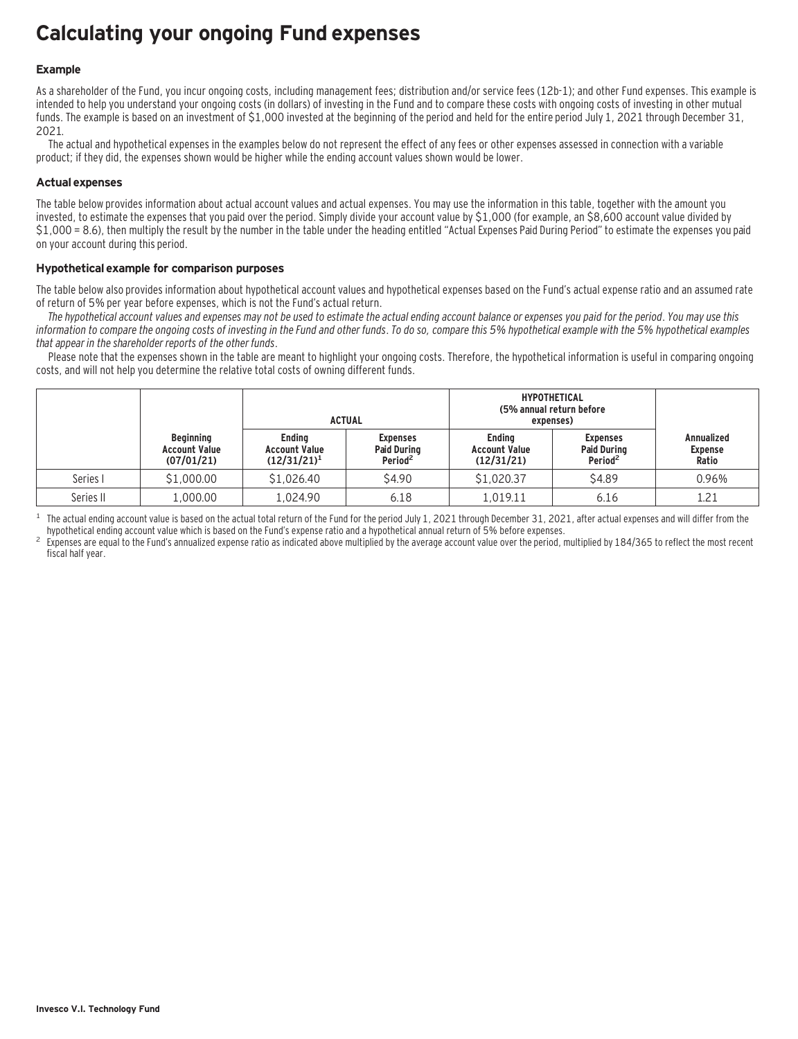# Calculating your ongoing Fund expenses

### Example

As a shareholder of the Fund, you incur ongoing costs, including management fees; distribution and/or service fees (12b-1); and other Fund expenses. This example is intended to help you understand your ongoing costs (in dollars) of investing in the Fund and to compare these costs with ongoing costs of investing in other mutual funds. The example is based on an investment of $1,000 invested at the beginning of the period and held for the entire period July 1, 2021 through December 31, 2021.

The actual and hypothetical expenses in the examples below do not represent the effect of any fees or other expenses assessed in connection with a variable product; if they did, the expenses shown would be higher while the ending account values shown would be lower.

### Actual expenses

The table below provides information about actual account values and actual expenses. You may use the information in this table, together with the amount you invested, to estimate the expenses that you paid over the period. Simply divide your account value by $1,000 (for example, an $8,600 account value divided by $1,000 = 8.6), then multiply the result by the number in the table under the heading entitled "Actual Expenses Paid During Period" to estimate the expenses you paid on your account during this period.

### Hypothetical example for comparison purposes

The table below also provides information about hypothetical account values and hypothetical expenses based on the Fund's actual expense ratio and an assumed rate of return of 5% per year before expenses, which is not the Fund's actual return.

*The hypothetical account values and expenses may not be used to estimate the actual ending account balance or expenses you paid for the period. You may use this information to compare the ongoing costs of investing in the Fund and other funds. To do so, compare this 5% hypothetical example with the 5% hypothetical examples that appear in the shareholder reports of the other funds.*

Please note that the expenses shown in the table are meant to highlight your ongoing costs. Therefore, the hypothetical information is useful in comparing ongoing costs, and will not help you determine the relative total costs of owning different funds.

| | | ACTUAL | | HYPOTHETICAL (5% annual return before expenses) | | |
|---|---|---|---|---|---|---|
| | Beginning Account Value (07/01/21) | Ending Account Value (12/31/21)[1] | Expenses Paid During Period[2] | Ending Account Value (12/31/21) | Expenses Paid During Period[2] | Annualized Expense Ratio |
| Series I | $1,000.00 | $1,026.40 | $4.90 | $1,020.37 | $4.89 | 0.96% |
| Series II | 1,000.00 | 1,024.90 | 6.18 | 1,019.11 | 6.16 | 1.21 |

[1] The actual ending account value is based on the actual total return of the Fund for the period July 1, 2021 through December 31, 2021, after actual expenses and will differ from the hypothetical ending account value which is based on the Fund's expense ratio and a hypothetical annual return of 5% before expenses.

[2] Expenses are equal to the Fund's annualized expense ratio as indicated above multiplied by the average account value over the period, multiplied by 184/365 to reflect the most recent fiscal half year.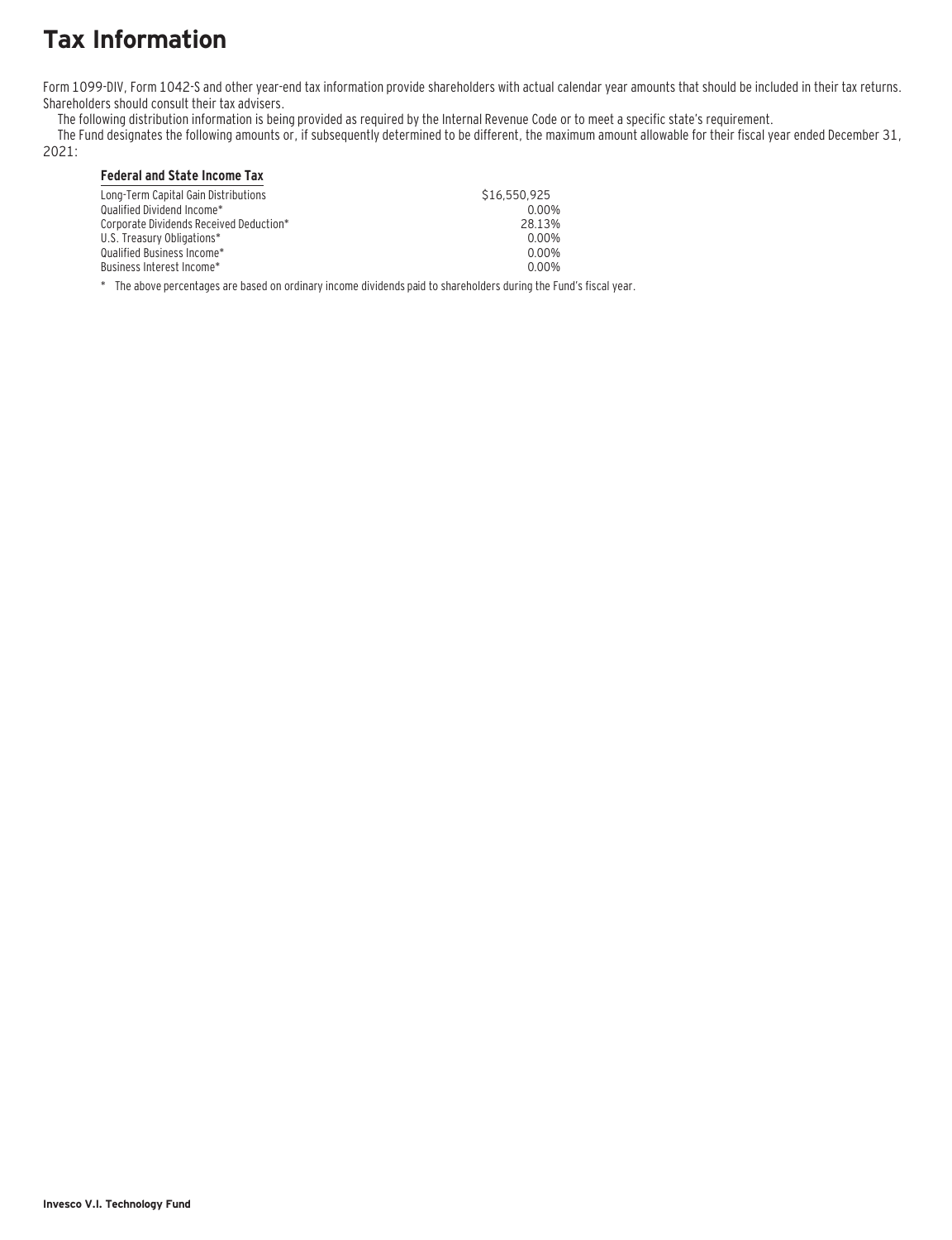# Tax Information

Form 1099-DIV, Form 1042-S and other year-end tax information provide shareholders with actual calendar year amounts that should be included in their tax returns. Shareholders should consult their tax advisers.

The following distribution information is being provided as required by the Internal Revenue Code or to meet a specific state's requirement.

The Fund designates the following amounts or, if subsequently determined to be different, the maximum amount allowable for their fiscal year ended December 31, 2021:

| **Federal and State Income Tax** | |
|---|---|
| Long-Term Capital Gain Distributions | $16,550,925 |
| Qualified Dividend Income* | 0.00% |
| Corporate Dividends Received Deduction* | 28.13% |
| U.S. Treasury Obligations* | 0.00% |
| Qualified Business Income* | 0.00% |
| Business Interest Income* | 0.00% |

\* The above percentages are based on ordinary income dividends paid to shareholders during the Fund's fiscal year.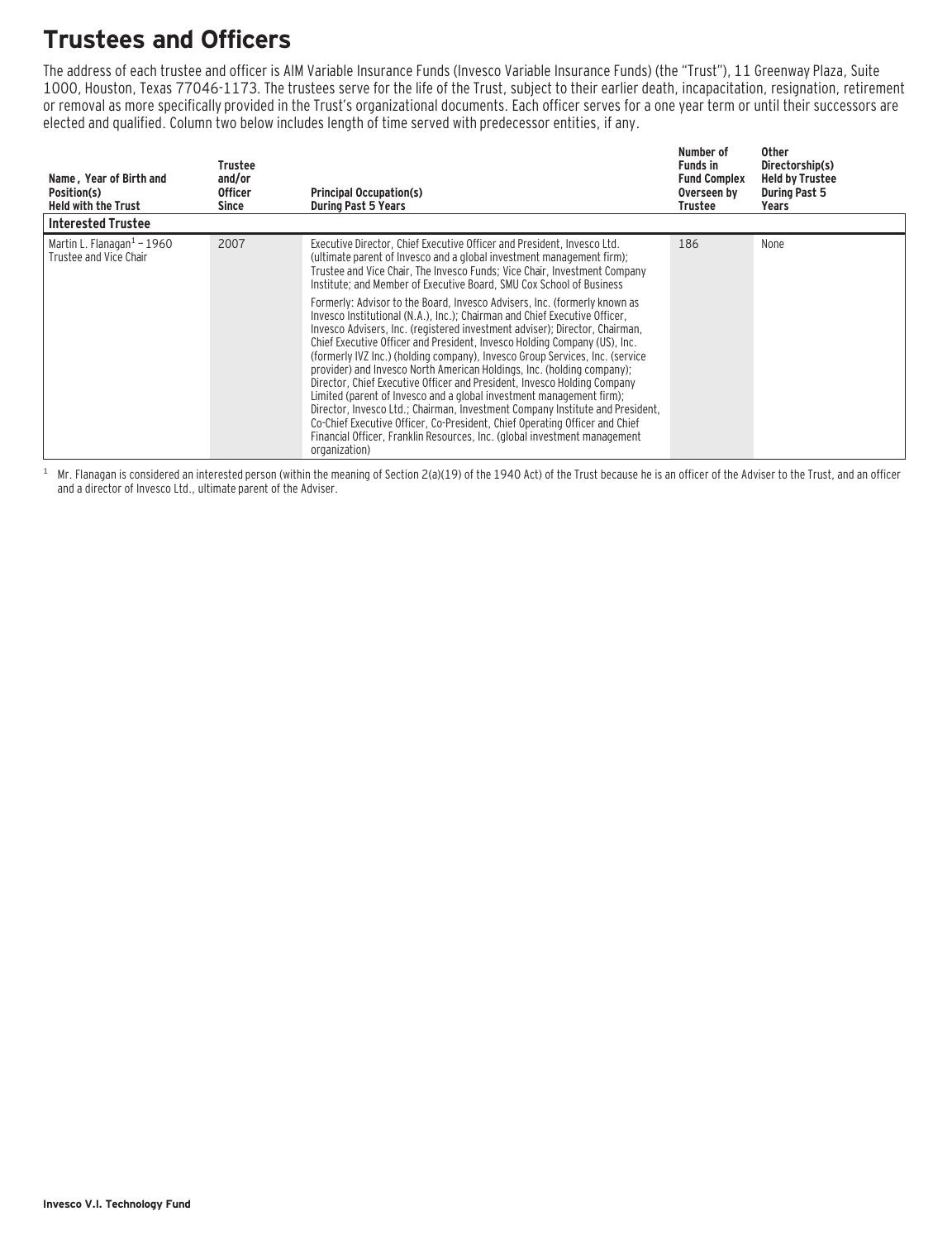# Trustees and Officers

The address of each trustee and officer is AIM Variable Insurance Funds (Invesco Variable Insurance Funds) (the "Trust"), 11 Greenway Plaza, Suite 1000, Houston, Texas 77046-1173. The trustees serve for the life of the Trust, subject to their earlier death, incapacitation, resignation, retirement or removal as more specifically provided in the Trust's organizational documents. Each officer serves for a one year term or until their successors are elected and qualified. Column two below includes length of time served with predecessor entities, if any.

| Name , Year of Birth and Position(s) Held with the Trust | Trustee and/or Officer Since | Principal Occupation(s) During Past 5 Years | Number of Funds in Fund Complex Overseen by Trustee | Other Directorship(s) Held by Trustee During Past 5 Years |
|---|---|---|---|---|
| **Interested Trustee** | | | | |
| Martin L. Flanagan[1] – 1960 Trustee and Vice Chair | 2007 | Executive Director, Chief Executive Officer and President, Invesco Ltd. (ultimate parent of Invesco and a global investment management firm); Trustee and Vice Chair, The Invesco Funds; Vice Chair, Investment Company Institute; and Member of Executive Board, SMU Cox School of Business<br><br>Formerly: Advisor to the Board, Invesco Advisers, Inc. (formerly known as Invesco Institutional (N.A.), Inc.); Chairman and Chief Executive Officer, Invesco Advisers, Inc. (registered investment adviser); Director, Chairman, Chief Executive Officer and President, Invesco Holding Company (US), Inc. (formerly IVZ Inc.) (holding company), Invesco Group Services, Inc. (service provider) and Invesco North American Holdings, Inc. (holding company); Director, Chief Executive Officer and President, Invesco Holding Company Limited (parent of Invesco and a global investment management firm); Director, Invesco Ltd.; Chairman, Investment Company Institute and President, Co-Chief Executive Officer, Co-President, Chief Operating Officer and Chief Financial Officer, Franklin Resources, Inc. (global investment management organization) | 186 | None |

[1] Mr. Flanagan is considered an interested person (within the meaning of Section 2(a)(19) of the 1940 Act) of the Trust because he is an officer of the Adviser to the Trust, and an officer and a director of Invesco Ltd., ultimate parent of the Adviser.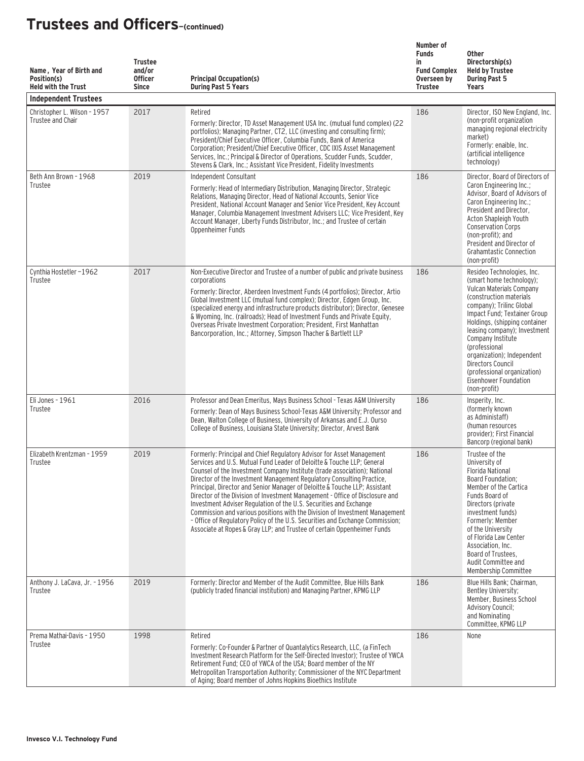# Trustees and Officers–(continued)

| Name, Year of Birth and Position(s) Held with the Trust | Trustee and/or Officer Since | Principal Occupation(s) During Past 5 Years | Number of Funds in Fund Complex Overseen by Trustee | Other Directorship(s) Held by Trustee During Past 5 Years |
|---|---|---|---|---|
| **Independent Trustees** | | | | |
| Christopher L. Wilson - 1957 Trustee and Chair | 2017 | Retired<br>Formerly: Director, TD Asset Management USA Inc. (mutual fund complex) (22 portfolios); Managing Partner, CT2, LLC (investing and consulting firm); President/Chief Executive Officer, Columbia Funds, Bank of America Corporation; President/Chief Executive Officer, CDC IXIS Asset Management Services, Inc.; Principal & Director of Operations, Scudder Funds, Scudder, Stevens & Clark, Inc.; Assistant Vice President, Fidelity Investments | 186 | Director, ISO New England, Inc. (non-profit organization managing regional electricity market)<br>Formerly: enaible, Inc. (artificial intelligence technology) |
| Beth Ann Brown - 1968 Trustee | 2019 | Independent Consultant<br>Formerly: Head of Intermediary Distribution, Managing Director, Strategic Relations, Managing Director, Head of National Accounts, Senior Vice President, National Account Manager and Senior Vice President, Key Account Manager, Columbia Management Investment Advisers LLC; Vice President, Key Account Manager, Liberty Funds Distributor, Inc.; and Trustee of certain Oppenheimer Funds | 186 | Director, Board of Directors of Caron Engineering Inc.; Advisor, Board of Advisors of Caron Engineering Inc.; President and Director, Acton Shapleigh Youth Conservation Corps (non-profit); and President and Director of Grahamtastic Connection (non-profit) |
| Cynthia Hostetler –1962 Trustee | 2017 | Non-Executive Director and Trustee of a number of public and private business corporations<br>Formerly: Director, Aberdeen Investment Funds (4 portfolios); Director, Artio Global Investment LLC (mutual fund complex); Director, Edgen Group, Inc. (specialized energy and infrastructure products distributor); Director, Genesee & Wyoming, Inc. (railroads); Head of Investment Funds and Private Equity, Overseas Private Investment Corporation; President, First Manhattan Bancorporation, Inc.; Attorney, Simpson Thacher & Bartlett LLP | 186 | Resideo Technologies, Inc. (smart home technology); Vulcan Materials Company (construction materials company); Trilinc Global Impact Fund; Textainer Group Holdings, (shipping container leasing company); Investment Company Institute (professional organization); Independent Directors Council (professional organization) Eisenhower Foundation (non-profit) |
| Eli Jones - 1961 Trustee | 2016 | Professor and Dean Emeritus, Mays Business School - Texas A&M University<br>Formerly: Dean of Mays Business School-Texas A&M University; Professor and Dean, Walton College of Business, University of Arkansas and E.J. Ourso College of Business, Louisiana State University; Director, Arvest Bank | 186 | Insperity, Inc. (formerly known as Administaff) (human resources provider); First Financial Bancorp (regional bank) |
| Elizabeth Krentzman - 1959 Trustee | 2019 | Formerly: Principal and Chief Regulatory Advisor for Asset Management Services and U.S. Mutual Fund Leader of Deloitte & Touche LLP; General Counsel of the Investment Company Institute (trade association); National Director of the Investment Management Regulatory Consulting Practice, Principal, Director and Senior Manager of Deloitte & Touche LLP; Assistant Director of the Division of Investment Management - Office of Disclosure and Investment Adviser Regulation of the U.S. Securities and Exchange Commission and various positions with the Division of Investment Management – Office of Regulatory Policy of the U.S. Securities and Exchange Commission; Associate at Ropes & Gray LLP; and Trustee of certain Oppenheimer Funds | 186 | Trustee of the University of Florida National Board Foundation; Member of the Cartica Funds Board of Directors (private investment funds)<br>Formerly: Member of the University of Florida Law Center Association, Inc. Board of Trustees, Audit Committee and Membership Committee |
| Anthony J. LaCava, Jr. - 1956 Trustee | 2019 | Formerly: Director and Member of the Audit Committee, Blue Hills Bank (publicly traded financial institution) and Managing Partner, KPMG LLP | 186 | Blue Hills Bank; Chairman, Bentley University; Member, Business School Advisory Council; and Nominating Committee, KPMG LLP |
| Prema Mathai-Davis - 1950 Trustee | 1998 | Retired<br>Formerly: Co-Founder & Partner of Quantalytics Research, LLC, (a FinTech Investment Research Platform for the Self-Directed Investor); Trustee of YWCA Retirement Fund; CEO of YWCA of the USA; Board member of the NY Metropolitan Transportation Authority; Commissioner of the NYC Department of Aging; Board member of Johns Hopkins Bioethics Institute | 186 | None |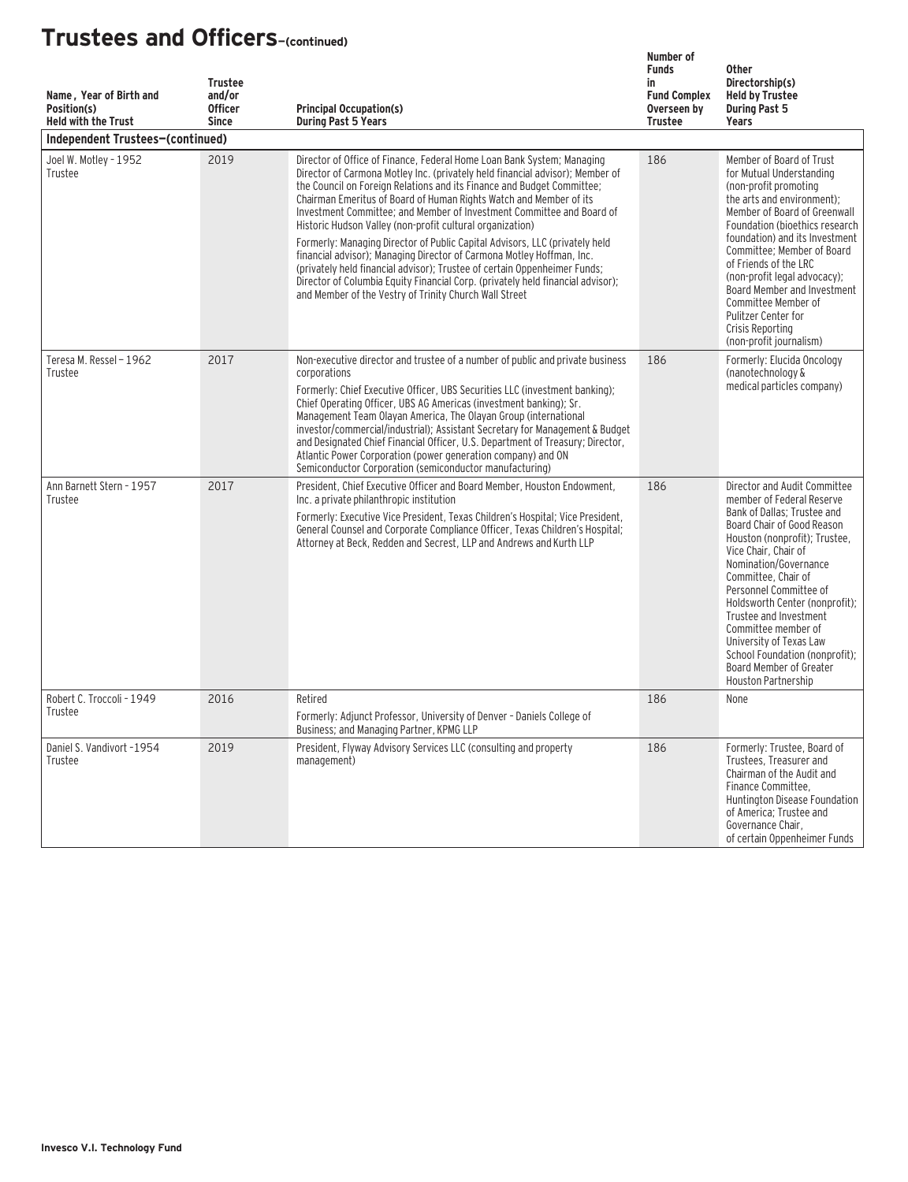# Trustees and Officers–(continued)

| Name, Year of Birth and Position(s) Held with the Trust | Trustee and/or Officer Since | Principal Occupation(s) During Past 5 Years | Number of Funds in Fund Complex Overseen by Trustee | Other Directorship(s) Held by Trustee During Past 5 Years |
|---|---|---|---|---|
| **Independent Trustees–(continued)** | | | | |
| Joel W. Motley - 1952 Trustee | 2019 | Director of Office of Finance, Federal Home Loan Bank System; Managing Director of Carmona Motley Inc. (privately held financial advisor); Member of the Council on Foreign Relations and its Finance and Budget Committee; Chairman Emeritus of Board of Human Rights Watch and Member of its Investment Committee; and Member of Investment Committee and Board of Historic Hudson Valley (non-profit cultural organization)<br>Formerly: Managing Director of Public Capital Advisors, LLC (privately held financial advisor); Managing Director of Carmona Motley Hoffman, Inc. (privately held financial advisor); Trustee of certain Oppenheimer Funds; Director of Columbia Equity Financial Corp. (privately held financial advisor); and Member of the Vestry of Trinity Church Wall Street | 186 | Member of Board of Trust for Mutual Understanding (non-profit promoting the arts and environment); Member of Board of Greenwall Foundation (bioethics research foundation) and its Investment Committee; Member of Board of Friends of the LRC (non-profit legal advocacy); Board Member and Investment Committee Member of Pulitzer Center for Crisis Reporting (non-profit journalism) |
| Teresa M. Ressel - 1962 Trustee | 2017 | Non-executive director and trustee of a number of public and private business corporations<br>Formerly: Chief Executive Officer, UBS Securities LLC (investment banking); Chief Operating Officer, UBS AG Americas (investment banking); Sr. Management Team Olayan America, The Olayan Group (international investor/commercial/industrial); Assistant Secretary for Management & Budget and Designated Chief Financial Officer, U.S. Department of Treasury; Director, Atlantic Power Corporation (power generation company) and ON Semiconductor Corporation (semiconductor manufacturing) | 186 | Formerly: Elucida Oncology (nanotechnology & medical particles company) |
| Ann Barnett Stern - 1957 Trustee | 2017 | President, Chief Executive Officer and Board Member, Houston Endowment, Inc. a private philanthropic institution<br>Formerly: Executive Vice President, Texas Children's Hospital; Vice President, General Counsel and Corporate Compliance Officer, Texas Children's Hospital; Attorney at Beck, Redden and Secrest, LLP and Andrews and Kurth LLP | 186 | Director and Audit Committee member of Federal Reserve Bank of Dallas; Trustee and Board Chair of Good Reason Houston (nonprofit); Trustee, Vice Chair, Chair of Nomination/Governance Committee, Chair of Personnel Committee of Holdsworth Center (nonprofit); Trustee and Investment Committee member of University of Texas Law School Foundation (nonprofit); Board Member of Greater Houston Partnership |
| Robert C. Troccoli - 1949 Trustee | 2016 | Retired<br>Formerly: Adjunct Professor, University of Denver – Daniels College of Business; and Managing Partner, KPMG LLP | 186 | None |
| Daniel S. Vandivort -1954 Trustee | 2019 | President, Flyway Advisory Services LLC (consulting and property management) | 186 | Formerly: Trustee, Board of Trustees, Treasurer and Chairman of the Audit and Finance Committee, Huntington Disease Foundation of America; Trustee and Governance Chair, of certain Oppenheimer Funds |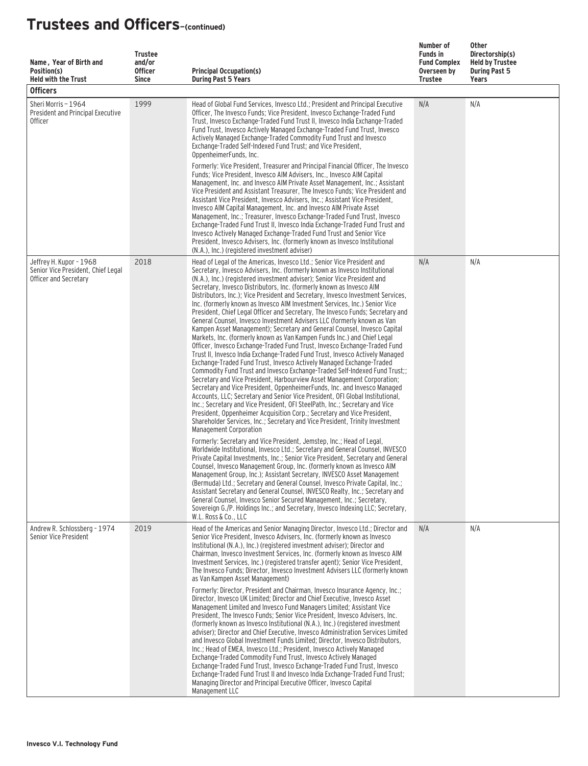# Trustees and Officers–(continued)

| Name, Year of Birth and Position(s) Held with the Trust | Trustee and/or Officer Since | Principal Occupation(s) During Past 5 Years | Number of Funds in Fund Complex Overseen by Trustee | Other Directorship(s) Held by Trustee During Past 5 Years |
|---|---|---|---|---|
| **Officers** | | | | |
| Sheri Morris – 1964 President and Principal Executive Officer | 1999 | Head of Global Fund Services, Invesco Ltd.; President and Principal Executive Officer, The Invesco Funds; Vice President, Invesco Exchange-Traded Fund Trust, Invesco Exchange-Traded Fund Trust II, Invesco India Exchange-Traded Fund Trust, Invesco Actively Managed Exchange-Traded Fund Trust, Invesco Actively Managed Exchange-Traded Commodity Fund Trust and Invesco Exchange-Traded Self-Indexed Fund Trust; and Vice President, OppenheimerFunds, Inc.<br><br>Formerly: Vice President, Treasurer and Principal Financial Officer, The Invesco Funds; Vice President, Invesco AIM Advisers, Inc., Invesco AIM Capital Management, Inc. and Invesco AIM Private Asset Management, Inc.; Assistant Vice President and Assistant Treasurer, The Invesco Funds; Vice President and Assistant Vice President, Invesco Advisers, Inc.; Assistant Vice President, Invesco AIM Capital Management, Inc. and Invesco AIM Private Asset Management, Inc.; Treasurer, Invesco Exchange-Traded Fund Trust, Invesco Exchange-Traded Fund Trust II, Invesco India Exchange-Traded Fund Trust and Invesco Actively Managed Exchange-Traded Fund Trust and Senior Vice President, Invesco Advisers, Inc. (formerly known as Invesco Institutional (N.A.), Inc.) (registered investment adviser) | N/A | N/A |
| Jeffrey H. Kupor – 1968 Senior Vice President, Chief Legal Officer and Secretary | 2018 | Head of Legal of the Americas, Invesco Ltd.; Senior Vice President and Secretary, Invesco Advisers, Inc. (formerly known as Invesco Institutional (N.A.), Inc.) (registered investment adviser); Senior Vice President and Secretary, Invesco Distributors, Inc. (formerly known as Invesco AIM Distributors, Inc.); Vice President and Secretary, Invesco Investment Services, Inc. (formerly known as Invesco AIM Investment Services, Inc.) Senior Vice President, Chief Legal Officer and Secretary, The Invesco Funds; Secretary and General Counsel, Invesco Investment Advisers LLC (formerly known as Van Kampen Asset Management); Secretary and General Counsel, Invesco Capital Markets, Inc. (formerly known as Van Kampen Funds Inc.) and Chief Legal Officer, Invesco Exchange-Traded Fund Trust, Invesco Exchange-Traded Fund Trust II, Invesco India Exchange-Traded Fund Trust, Invesco Actively Managed Exchange-Traded Fund Trust, Invesco Actively Managed Exchange-Traded Commodity Fund Trust and Invesco Exchange-Traded Self-Indexed Fund Trust;; Secretary and Vice President, Harbourview Asset Management Corporation; Secretary and Vice President, OppenheimerFunds, Inc. and Invesco Managed Accounts, LLC; Secretary and Senior Vice President, OFI Global Institutional, Inc.; Secretary and Vice President, OFI SteelPath, Inc.; Secretary and Vice President, Oppenheimer Acquisition Corp.; Secretary and Vice President, Shareholder Services, Inc.; Secretary and Vice President, Trinity Investment Management Corporation<br><br>Formerly: Secretary and Vice President, Jemstep, Inc.; Head of Legal, Worldwide Institutional, Invesco Ltd.; Secretary and General Counsel, INVESCO Private Capital Investments, Inc.; Senior Vice President, Secretary and General Counsel, Invesco Management Group, Inc. (formerly known as Invesco AIM Management Group, Inc.); Assistant Secretary, INVESCO Asset Management (Bermuda) Ltd.; Secretary and General Counsel, Invesco Private Capital, Inc.; Assistant Secretary and General Counsel, INVESCO Realty, Inc.; Secretary and General Counsel, Invesco Senior Secured Management, Inc.; Secretary, Sovereign G./P. Holdings Inc.; and Secretary, Invesco Indexing LLC; Secretary, W.L. Ross & Co., LLC | N/A | N/A |
| Andrew R. Schlossberg – 1974 Senior Vice President | 2019 | Head of the Americas and Senior Managing Director, Invesco Ltd.; Director and Senior Vice President, Invesco Advisers, Inc. (formerly known as Invesco Institutional (N.A.), Inc.) (registered investment adviser); Director and Chairman, Invesco Investment Services, Inc. (formerly known as Invesco AIM Investment Services, Inc.) (registered transfer agent); Senior Vice President, The Invesco Funds; Director, Invesco Investment Advisers LLC (formerly known as Van Kampen Asset Management)<br><br>Formerly: Director, President and Chairman, Invesco Insurance Agency, Inc.; Director, Invesco UK Limited; Director and Chief Executive, Invesco Asset Management Limited and Invesco Fund Managers Limited; Assistant Vice President, The Invesco Funds; Senior Vice President, Invesco Advisers, Inc. (formerly known as Invesco Institutional (N.A.), Inc.) (registered investment adviser); Director and Chief Executive, Invesco Administration Services Limited and Invesco Global Investment Funds Limited; Director, Invesco Distributors, Inc.; Head of EMEA, Invesco Ltd.; President, Invesco Actively Managed Exchange-Traded Commodity Fund Trust, Invesco Actively Managed Exchange-Traded Fund Trust, Invesco Exchange-Traded Fund Trust, Invesco Exchange-Traded Fund Trust II and Invesco India Exchange-Traded Fund Trust; Managing Director and Principal Executive Officer, Invesco Capital Management LLC | N/A | N/A |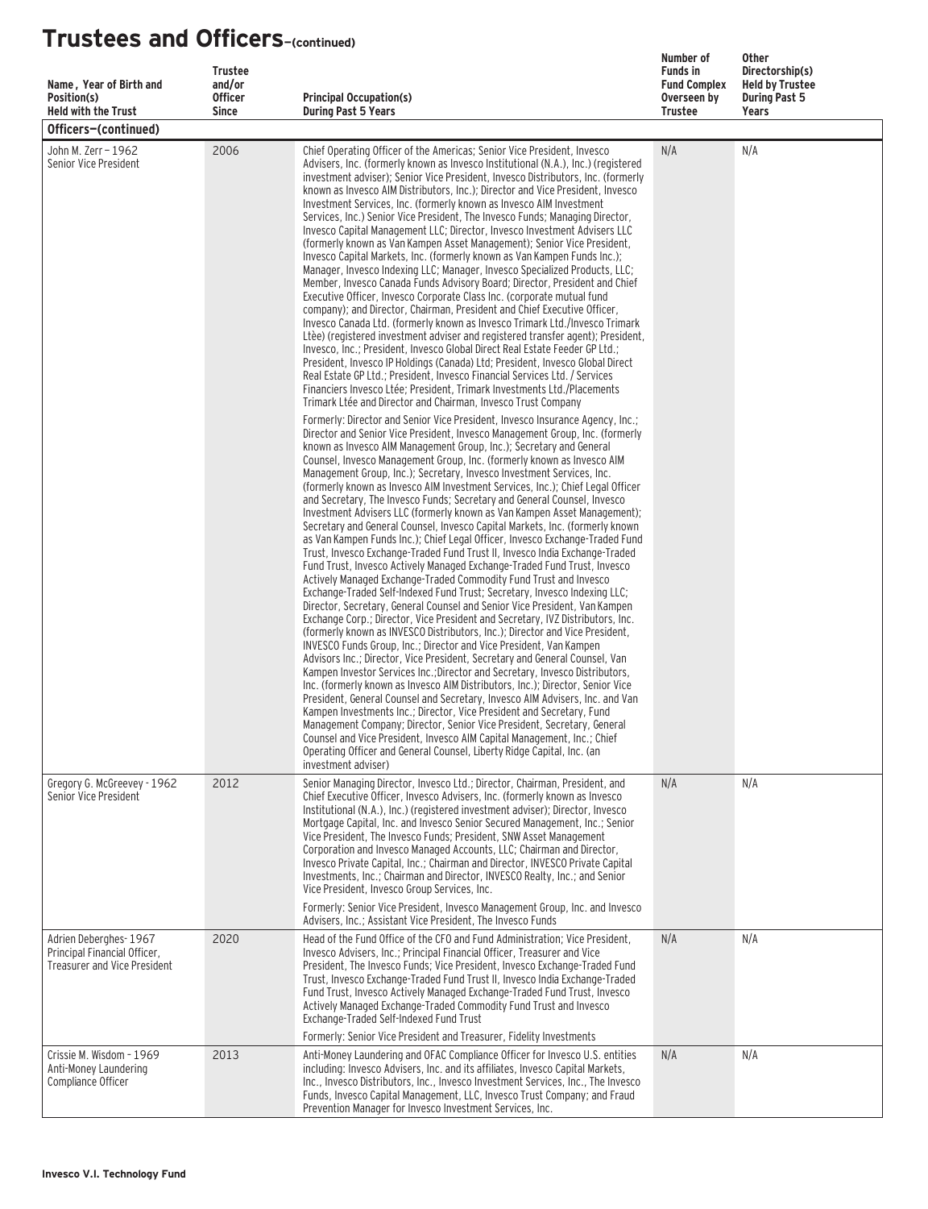# Trustees and Officers–(continued)

| Name, Year of Birth and Position(s) Held with the Trust | Trustee and/or Officer Since | Principal Occupation(s) During Past 5 Years | Number of Funds in Fund Complex Overseen by Trustee | Other Directorship(s) Held by Trustee During Past 5 Years |
|---|---|---|---|---|
| **Officers–(continued)** | | | | |
| John M. Zerr – 1962 Senior Vice President | 2006 | Chief Operating Officer of the Americas; Senior Vice President, Invesco Advisers, Inc. (formerly known as Invesco Institutional (N.A.), Inc.) (registered investment adviser); Senior Vice President, Invesco Distributors, Inc. (formerly known as Invesco AIM Distributors, Inc.); Director and Vice President, Invesco Investment Services, Inc. (formerly known as Invesco AIM Investment Services, Inc.) Senior Vice President, The Invesco Funds; Managing Director, Invesco Capital Management LLC; Director, Invesco Investment Advisers LLC (formerly known as Van Kampen Asset Management); Senior Vice President, Invesco Capital Markets, Inc. (formerly known as Van Kampen Funds Inc.); Manager, Invesco Indexing LLC; Manager, Invesco Specialized Products, LLC; Member, Invesco Canada Funds Advisory Board; Director, President and Chief Executive Officer, Invesco Corporate Class Inc. (corporate mutual fund company); and Director, Chairman, President and Chief Executive Officer, Invesco Canada Ltd. (formerly known as Invesco Trimark Ltd./Invesco Trimark Ltèe) (registered investment adviser and registered transfer agent); President, Invesco, Inc.; President, Invesco Global Direct Real Estate Feeder GP Ltd.; President, Invesco IP Holdings (Canada) Ltd; President, Invesco Global Direct Real Estate GP Ltd.; President, Invesco Financial Services Ltd. / Services Financiers Invesco Ltée; President, Trimark Investments Ltd./Placements Trimark Ltée and Director and Chairman, Invesco Trust Company<br><br>Formerly: Director and Senior Vice President, Invesco Insurance Agency, Inc.; Director and Senior Vice President, Invesco Management Group, Inc. (formerly known as Invesco AIM Management Group, Inc.); Secretary and General Counsel, Invesco Management Group, Inc. (formerly known as Invesco AIM Management Group, Inc.); Secretary, Invesco Investment Services, Inc. (formerly known as Invesco AIM Investment Services, Inc.); Chief Legal Officer and Secretary, The Invesco Funds; Secretary and General Counsel, Invesco Investment Advisers LLC (formerly known as Van Kampen Asset Management); Secretary and General Counsel, Invesco Capital Markets, Inc. (formerly known as Van Kampen Funds Inc.); Chief Legal Officer, Invesco Exchange-Traded Fund Trust, Invesco Exchange-Traded Fund Trust II, Invesco India Exchange-Traded Fund Trust, Invesco Actively Managed Exchange-Traded Fund Trust, Invesco Actively Managed Exchange-Traded Commodity Fund Trust and Invesco Exchange-Traded Self-Indexed Fund Trust; Secretary, Invesco Indexing LLC; Director, Secretary, General Counsel and Senior Vice President, Van Kampen Exchange Corp.; Director, Vice President and Secretary, IVZ Distributors, Inc. (formerly known as INVESCO Distributors, Inc.); Director and Vice President, INVESCO Funds Group, Inc.; Director and Vice President, Van Kampen Advisors Inc.; Director, Vice President, Secretary and General Counsel, Van Kampen Investor Services Inc.;Director and Secretary, Invesco Distributors, Inc. (formerly known as Invesco AIM Distributors, Inc.); Director, Senior Vice President, General Counsel and Secretary, Invesco AIM Advisers, Inc. and Van Kampen Investments Inc.; Director, Vice President and Secretary, Fund Management Company; Director, Senior Vice President, Secretary, General Counsel and Vice President, Invesco AIM Capital Management, Inc.; Chief Operating Officer and General Counsel, Liberty Ridge Capital, Inc. (an investment adviser) | N/A | N/A |
| Gregory G. McGreevey - 1962 Senior Vice President | 2012 | Senior Managing Director, Invesco Ltd.; Director, Chairman, President, and Chief Executive Officer, Invesco Advisers, Inc. (formerly known as Invesco Institutional (N.A.), Inc.) (registered investment adviser); Director, Invesco Mortgage Capital, Inc. and Invesco Senior Secured Management, Inc.; Senior Vice President, The Invesco Funds; President, SNW Asset Management Corporation and Invesco Managed Accounts, LLC; Chairman and Director, Invesco Private Capital, Inc.; Chairman and Director, INVESCO Private Capital Investments, Inc.; Chairman and Director, INVESCO Realty, Inc.; and Senior Vice President, Invesco Group Services, Inc.<br><br>Formerly: Senior Vice President, Invesco Management Group, Inc. and Invesco Advisers, Inc.; Assistant Vice President, The Invesco Funds | N/A | N/A |
| Adrien Deberghes- 1967 Principal Financial Officer, Treasurer and Vice President | 2020 | Head of the Fund Office of the CFO and Fund Administration; Vice President, Invesco Advisers, Inc.; Principal Financial Officer, Treasurer and Vice President, The Invesco Funds; Vice President, Invesco Exchange-Traded Fund Trust, Invesco Exchange-Traded Fund Trust II, Invesco India Exchange-Traded Fund Trust, Invesco Actively Managed Exchange-Traded Fund Trust, Invesco Actively Managed Exchange-Traded Commodity Fund Trust and Invesco Exchange-Traded Self-Indexed Fund Trust<br><br>Formerly: Senior Vice President and Treasurer, Fidelity Investments | N/A | N/A |
| Crissie M. Wisdom - 1969 Anti-Money Laundering Compliance Officer | 2013 | Anti-Money Laundering and OFAC Compliance Officer for Invesco U.S. entities including: Invesco Advisers, Inc. and its affiliates, Invesco Capital Markets, Inc., Invesco Distributors, Inc., Invesco Investment Services, Inc., The Invesco Funds, Invesco Capital Management, LLC, Invesco Trust Company; and Fraud Prevention Manager for Invesco Investment Services, Inc. | N/A | N/A |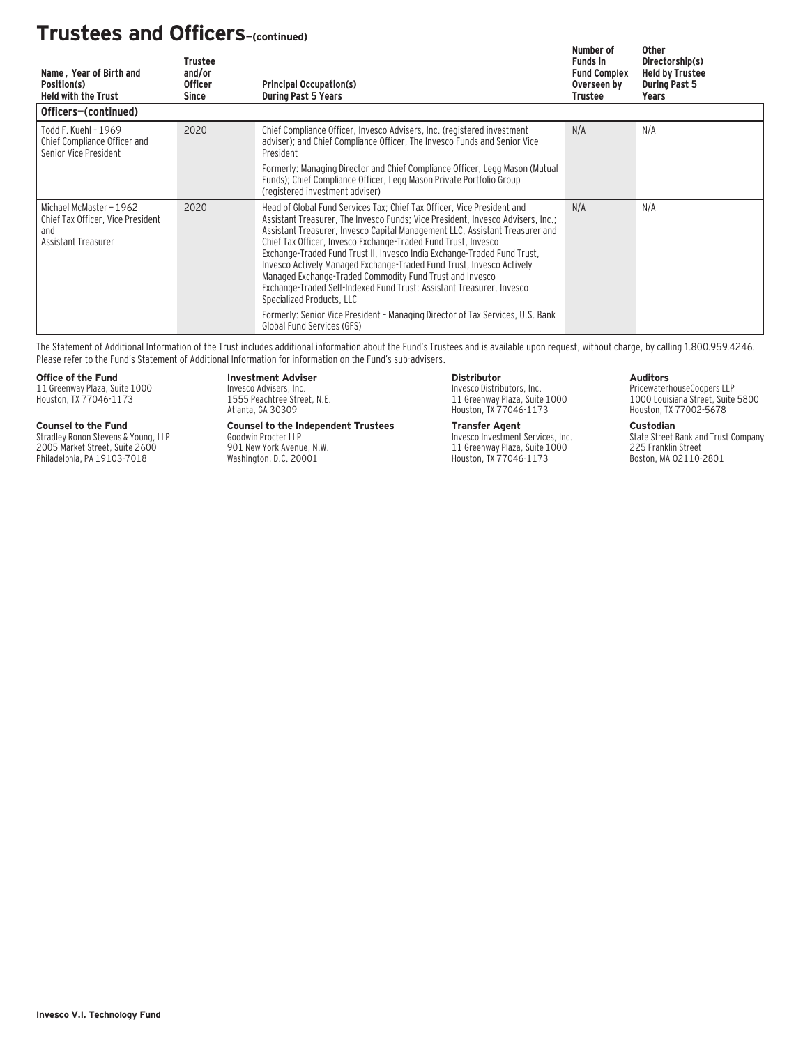# Trustees and Officers–(continued)

| Name, Year of Birth and Position(s) Held with the Trust | Trustee and/or Officer Since | Principal Occupation(s) During Past 5 Years | Number of Funds in Fund Complex Overseen by Trustee | Other Directorship(s) Held by Trustee During Past 5 Years |
|---|---|---|---|---|
| **Officers–(continued)** | | | | |
| Todd F. Kuehl - 1969<br>Chief Compliance Officer and Senior Vice President | 2020 | Chief Compliance Officer, Invesco Advisers, Inc. (registered investment adviser); and Chief Compliance Officer, The Invesco Funds and Senior Vice President<br><br>Formerly: Managing Director and Chief Compliance Officer, Legg Mason (Mutual Funds); Chief Compliance Officer, Legg Mason Private Portfolio Group (registered investment adviser) | N/A | N/A |
| Michael McMaster – 1962<br>Chief Tax Officer, Vice President and Assistant Treasurer | 2020 | Head of Global Fund Services Tax; Chief Tax Officer, Vice President and Assistant Treasurer, The Invesco Funds; Vice President, Invesco Advisers, Inc.; Assistant Treasurer, Invesco Capital Management LLC, Assistant Treasurer and Chief Tax Officer, Invesco Exchange-Traded Fund Trust, Invesco Exchange-Traded Fund Trust II, Invesco India Exchange-Traded Fund Trust, Invesco Actively Managed Exchange-Traded Fund Trust, Invesco Actively Managed Exchange-Traded Commodity Fund Trust and Invesco Exchange-Traded Self-Indexed Fund Trust; Assistant Treasurer, Invesco Specialized Products, LLC<br><br>Formerly: Senior Vice President - Managing Director of Tax Services, U.S. Bank Global Fund Services (GFS) | N/A | N/A |

The Statement of Additional Information of the Trust includes additional information about the Fund's Trustees and is available upon request, without charge, by calling 1.800.959.4246. Please refer to the Fund's Statement of Additional Information for information on the Fund's sub-advisers.

**Office of the Fund**
11 Greenway Plaza, Suite 1000
Houston, TX 77046-1173

**Counsel to the Fund**
Stradley Ronon Stevens & Young, LLP
2005 Market Street, Suite 2600
Philadelphia, PA 19103-7018

**Investment Adviser**
Invesco Advisers, Inc.
1555 Peachtree Street, N.E.
Atlanta, GA 30309

**Counsel to the Independent Trustees**
Goodwin Procter LLP
901 New York Avenue, N.W.
Washington, D.C. 20001

**Distributor**
Invesco Distributors, Inc.
11 Greenway Plaza, Suite 1000
Houston, TX 77046-1173

**Transfer Agent**
Invesco Investment Services, Inc.
11 Greenway Plaza, Suite 1000
Houston, TX 77046-1173

**Auditors**
PricewaterhouseCoopers LLP
1000 Louisiana Street, Suite 5800
Houston, TX 77002-5678

**Custodian**
State Street Bank and Trust Company
225 Franklin Street
Boston, MA 02110-2801